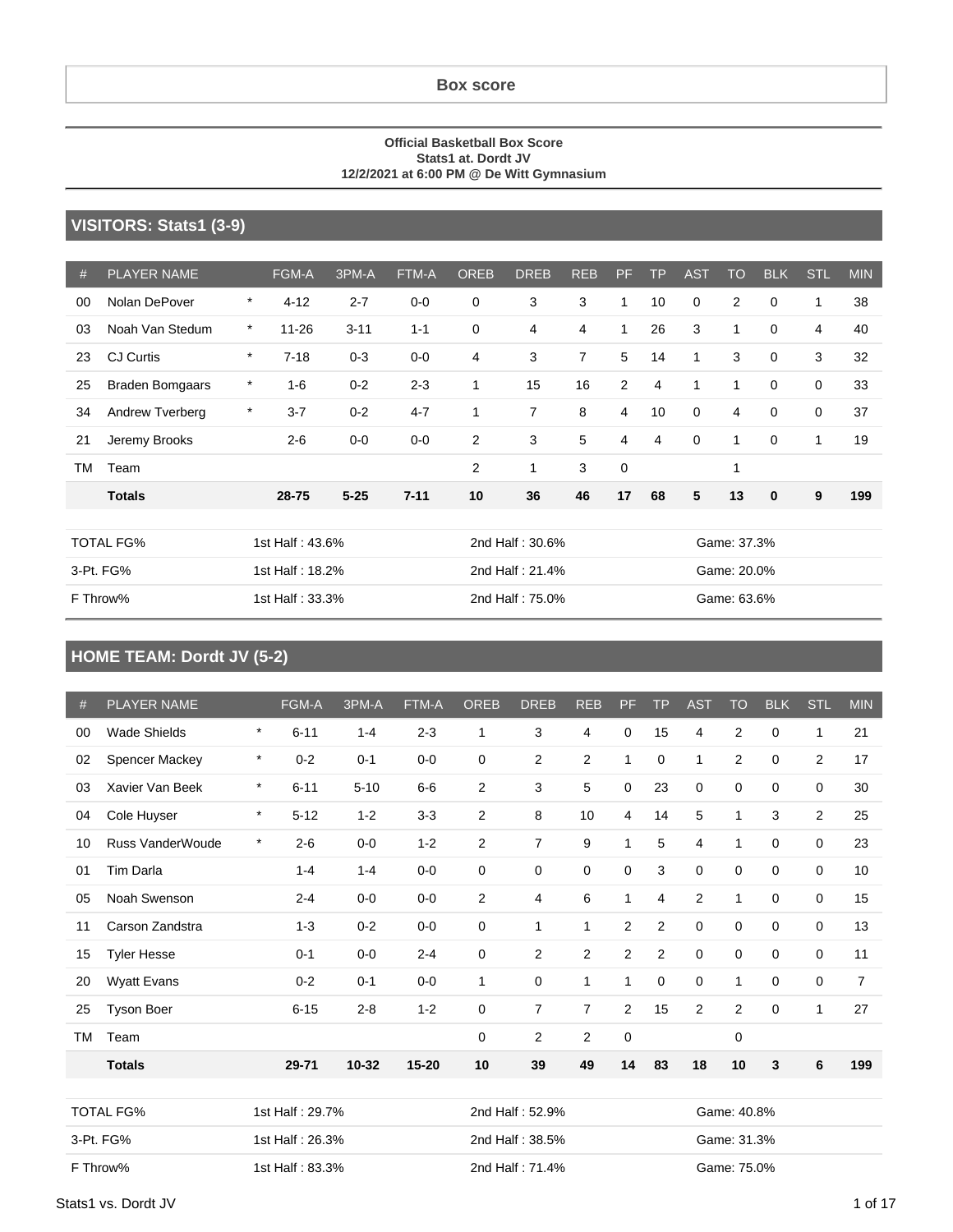# Box score

**Official Basketball Box Score**
**Stats1 at. Dordt JV**
**12/2/2021 at 6:00 PM @ De Witt Gymnasium**

## VISITORS: Stats1 (3-9)

| # | PLAYER NAME | | FGM-A | 3PM-A | FTM-A | OREB | DREB | REB | PF | TP | AST | TO | BLK | STL | MIN |
|---|---|---|---|---|---|---|---|---|---|---|---|---|---|---|---|
| 00 | Nolan DePover | * | 4-12 | 2-7 | 0-0 | 0 | 3 | 3 | 1 | 10 | 0 | 2 | 0 | 1 | 38 |
| 03 | Noah Van Stedum | * | 11-26 | 3-11 | 1-1 | 0 | 4 | 4 | 1 | 26 | 3 | 1 | 0 | 4 | 40 |
| 23 | CJ Curtis | * | 7-18 | 0-3 | 0-0 | 4 | 3 | 7 | 5 | 14 | 1 | 3 | 0 | 3 | 32 |
| 25 | Braden Bomgaars | * | 1-6 | 0-2 | 2-3 | 1 | 15 | 16 | 2 | 4 | 1 | 1 | 0 | 0 | 33 |
| 34 | Andrew Tverberg | * | 3-7 | 0-2 | 4-7 | 1 | 7 | 8 | 4 | 10 | 0 | 4 | 0 | 0 | 37 |
| 21 | Jeremy Brooks | | 2-6 | 0-0 | 0-0 | 2 | 3 | 5 | 4 | 4 | 0 | 1 | 0 | 1 | 19 |
| TM | Team | | | | | 2 | 1 | 3 | 0 | | | 1 | | | |
| | **Totals** | | **28-75** | **5-25** | **7-11** | **10** | **36** | **46** | **17** | **68** | **5** | **13** | **0** | **9** | **199** |

| | | | |
|---|---|---|---|
| TOTAL FG% | 1st Half : 43.6% | 2nd Half : 30.6% | Game: 37.3% |
| 3-Pt. FG% | 1st Half : 18.2% | 2nd Half : 21.4% | Game: 20.0% |
| F Throw% | 1st Half : 33.3% | 2nd Half : 75.0% | Game: 63.6% |

## HOME TEAM: Dordt JV (5-2)

| # | PLAYER NAME | | FGM-A | 3PM-A | FTM-A | OREB | DREB | REB | PF | TP | AST | TO | BLK | STL | MIN |
|---|---|---|---|---|---|---|---|---|---|---|---|---|---|---|---|
| 00 | Wade Shields | * | 6-11 | 1-4 | 2-3 | 1 | 3 | 4 | 0 | 15 | 4 | 2 | 0 | 1 | 21 |
| 02 | Spencer Mackey | * | 0-2 | 0-1 | 0-0 | 0 | 2 | 2 | 1 | 0 | 1 | 2 | 0 | 2 | 17 |
| 03 | Xavier Van Beek | * | 6-11 | 5-10 | 6-6 | 2 | 3 | 5 | 0 | 23 | 0 | 0 | 0 | 0 | 30 |
| 04 | Cole Huyser | * | 5-12 | 1-2 | 3-3 | 2 | 8 | 10 | 4 | 14 | 5 | 1 | 3 | 2 | 25 |
| 10 | Russ VanderWoude | * | 2-6 | 0-0 | 1-2 | 2 | 7 | 9 | 1 | 5 | 4 | 1 | 0 | 0 | 23 |
| 01 | Tim Darla | | 1-4 | 1-4 | 0-0 | 0 | 0 | 0 | 0 | 3 | 0 | 0 | 0 | 0 | 10 |
| 05 | Noah Swenson | | 2-4 | 0-0 | 0-0 | 2 | 4 | 6 | 1 | 4 | 2 | 1 | 0 | 0 | 15 |
| 11 | Carson Zandstra | | 1-3 | 0-2 | 0-0 | 0 | 1 | 1 | 2 | 2 | 0 | 0 | 0 | 0 | 13 |
| 15 | Tyler Hesse | | 0-1 | 0-0 | 2-4 | 0 | 2 | 2 | 2 | 2 | 0 | 0 | 0 | 0 | 11 |
| 20 | Wyatt Evans | | 0-2 | 0-1 | 0-0 | 1 | 0 | 1 | 1 | 0 | 0 | 1 | 0 | 0 | 7 |
| 25 | Tyson Boer | | 6-15 | 2-8 | 1-2 | 0 | 7 | 7 | 2 | 15 | 2 | 2 | 0 | 1 | 27 |
| TM | Team | | | | | 0 | 2 | 2 | 0 | | | 0 | | | |
| | **Totals** | | **29-71** | **10-32** | **15-20** | **10** | **39** | **49** | **14** | **83** | **18** | **10** | **3** | **6** | **199** |

| | | | |
|---|---|---|---|
| TOTAL FG% | 1st Half : 29.7% | 2nd Half : 52.9% | Game: 40.8% |
| 3-Pt. FG% | 1st Half : 26.3% | 2nd Half : 38.5% | Game: 31.3% |
| F Throw% | 1st Half : 83.3% | 2nd Half : 71.4% | Game: 75.0% |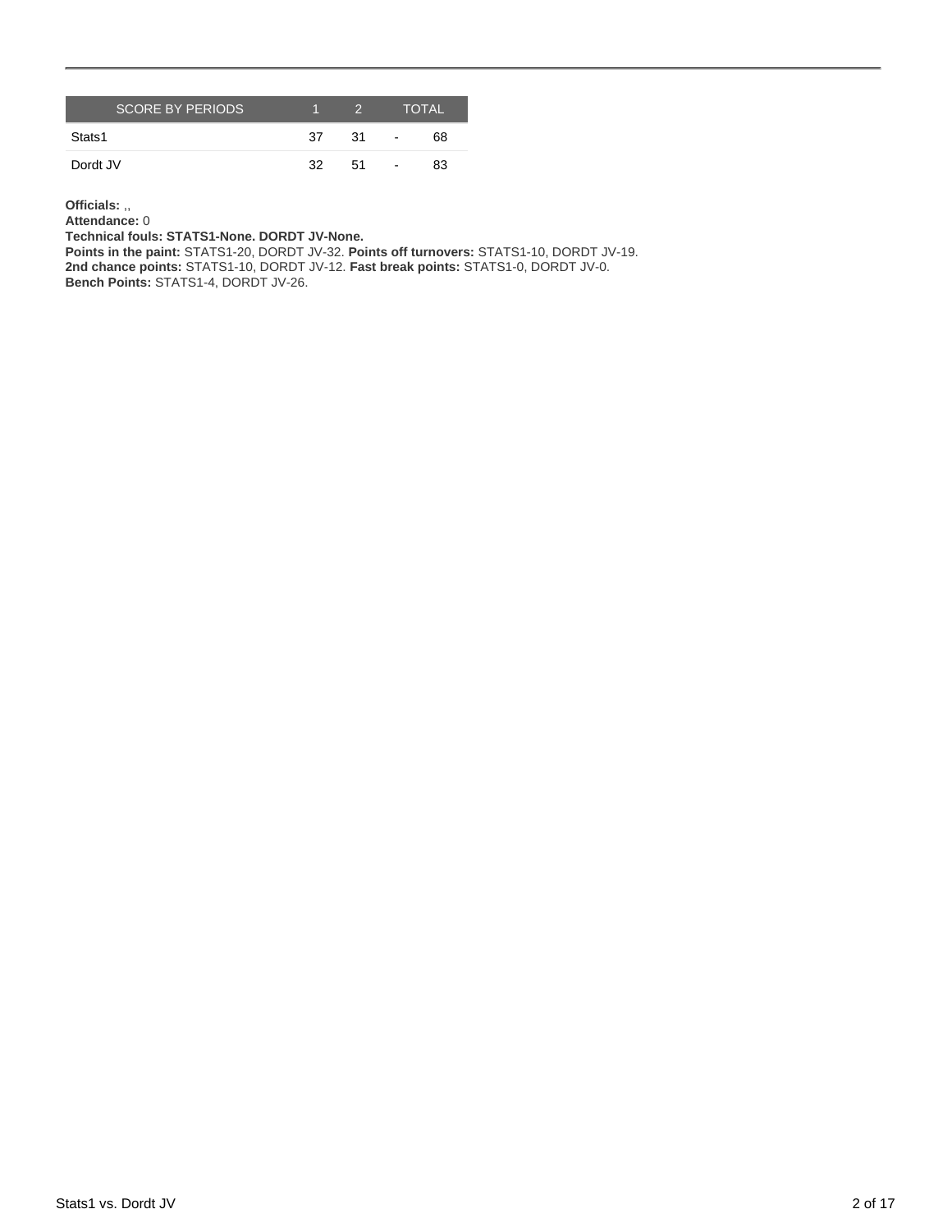| SCORE BY PERIODS | 1 | 2 | | TOTAL |
| --- | --- | --- | --- | --- |
| Stats1 | 37 | 31 | - | 68 |
| Dordt JV | 32 | 51 | - | 83 |

**Officials:** ,,
**Attendance:** 0
**Technical fouls: STATS1-None. DORDT JV-None.**
**Points in the paint:** STATS1-20, DORDT JV-32. **Points off turnovers:** STATS1-10, DORDT JV-19.
**2nd chance points:** STATS1-10, DORDT JV-12. **Fast break points:** STATS1-0, DORDT JV-0.
**Bench Points:** STATS1-4, DORDT JV-26.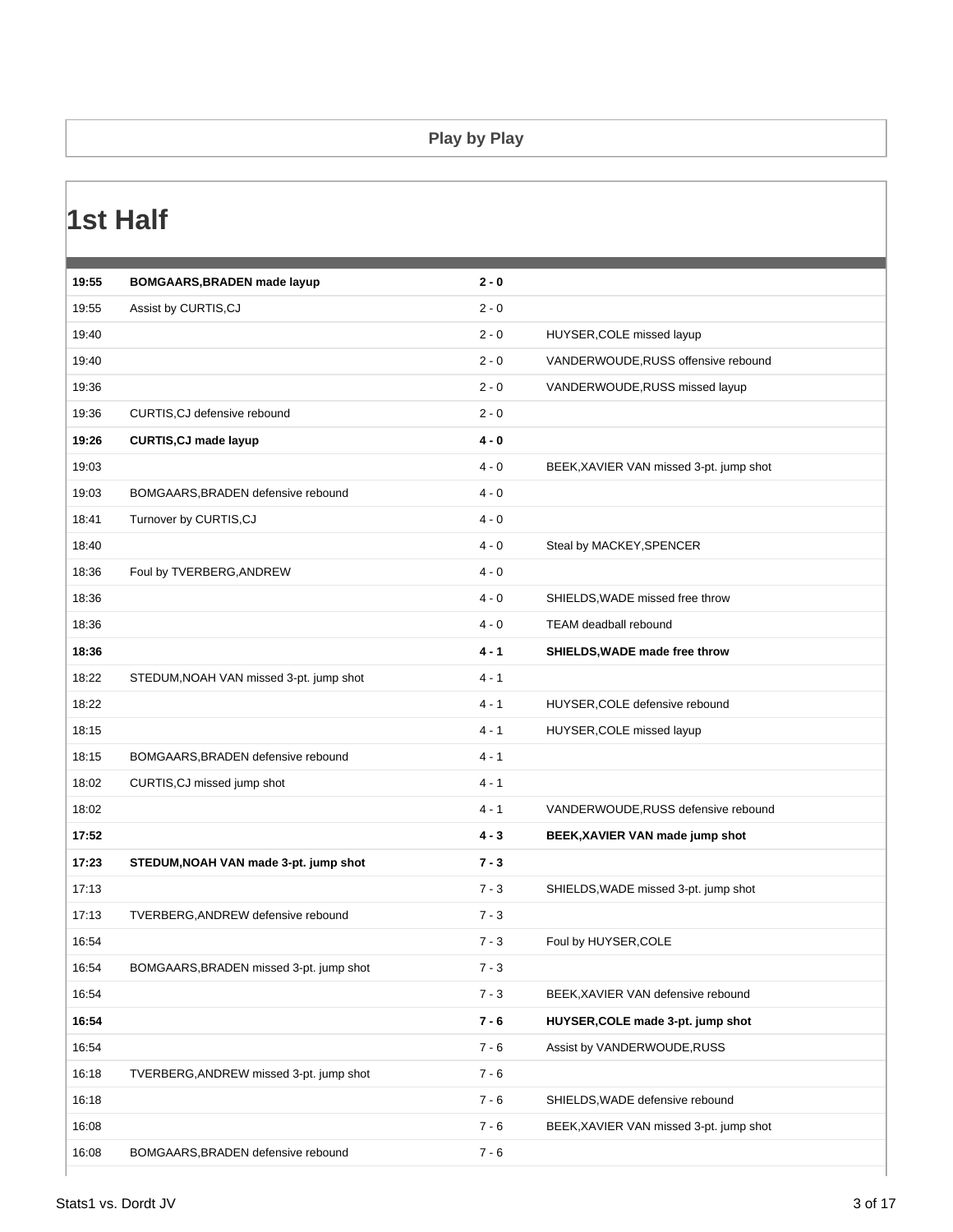## Play by Play

# 1st Half

| Time | Home | Score | Visitor |
|---|---|---|---|
| **19:55** | **BOMGAARS,BRADEN made layup** | **2 - 0** | |
| 19:55 | Assist by CURTIS,CJ | 2 - 0 | |
| 19:40 | | 2 - 0 | HUYSER,COLE missed layup |
| 19:40 | | 2 - 0 | VANDERWOUDE,RUSS offensive rebound |
| 19:36 | | 2 - 0 | VANDERWOUDE,RUSS missed layup |
| 19:36 | CURTIS,CJ defensive rebound | 2 - 0 | |
| **19:26** | **CURTIS,CJ made layup** | **4 - 0** | |
| 19:03 | | 4 - 0 | BEEK,XAVIER VAN missed 3-pt. jump shot |
| 19:03 | BOMGAARS,BRADEN defensive rebound | 4 - 0 | |
| 18:41 | Turnover by CURTIS,CJ | 4 - 0 | |
| 18:40 | | 4 - 0 | Steal by MACKEY,SPENCER |
| 18:36 | Foul by TVERBERG,ANDREW | 4 - 0 | |
| 18:36 | | 4 - 0 | SHIELDS,WADE missed free throw |
| 18:36 | | 4 - 0 | TEAM deadball rebound |
| **18:36** | | **4 - 1** | **SHIELDS,WADE made free throw** |
| 18:22 | STEDUM,NOAH VAN missed 3-pt. jump shot | 4 - 1 | |
| 18:22 | | 4 - 1 | HUYSER,COLE defensive rebound |
| 18:15 | | 4 - 1 | HUYSER,COLE missed layup |
| 18:15 | BOMGAARS,BRADEN defensive rebound | 4 - 1 | |
| 18:02 | CURTIS,CJ missed jump shot | 4 - 1 | |
| 18:02 | | 4 - 1 | VANDERWOUDE,RUSS defensive rebound |
| **17:52** | | **4 - 3** | **BEEK,XAVIER VAN made jump shot** |
| **17:23** | **STEDUM,NOAH VAN made 3-pt. jump shot** | **7 - 3** | |
| 17:13 | | 7 - 3 | SHIELDS,WADE missed 3-pt. jump shot |
| 17:13 | TVERBERG,ANDREW defensive rebound | 7 - 3 | |
| 16:54 | | 7 - 3 | Foul by HUYSER,COLE |
| 16:54 | BOMGAARS,BRADEN missed 3-pt. jump shot | 7 - 3 | |
| 16:54 | | 7 - 3 | BEEK,XAVIER VAN defensive rebound |
| **16:54** | | **7 - 6** | **HUYSER,COLE made 3-pt. jump shot** |
| 16:54 | | 7 - 6 | Assist by VANDERWOUDE,RUSS |
| 16:18 | TVERBERG,ANDREW missed 3-pt. jump shot | 7 - 6 | |
| 16:18 | | 7 - 6 | SHIELDS,WADE defensive rebound |
| 16:08 | | 7 - 6 | BEEK,XAVIER VAN missed 3-pt. jump shot |
| 16:08 | BOMGAARS,BRADEN defensive rebound | 7 - 6 | |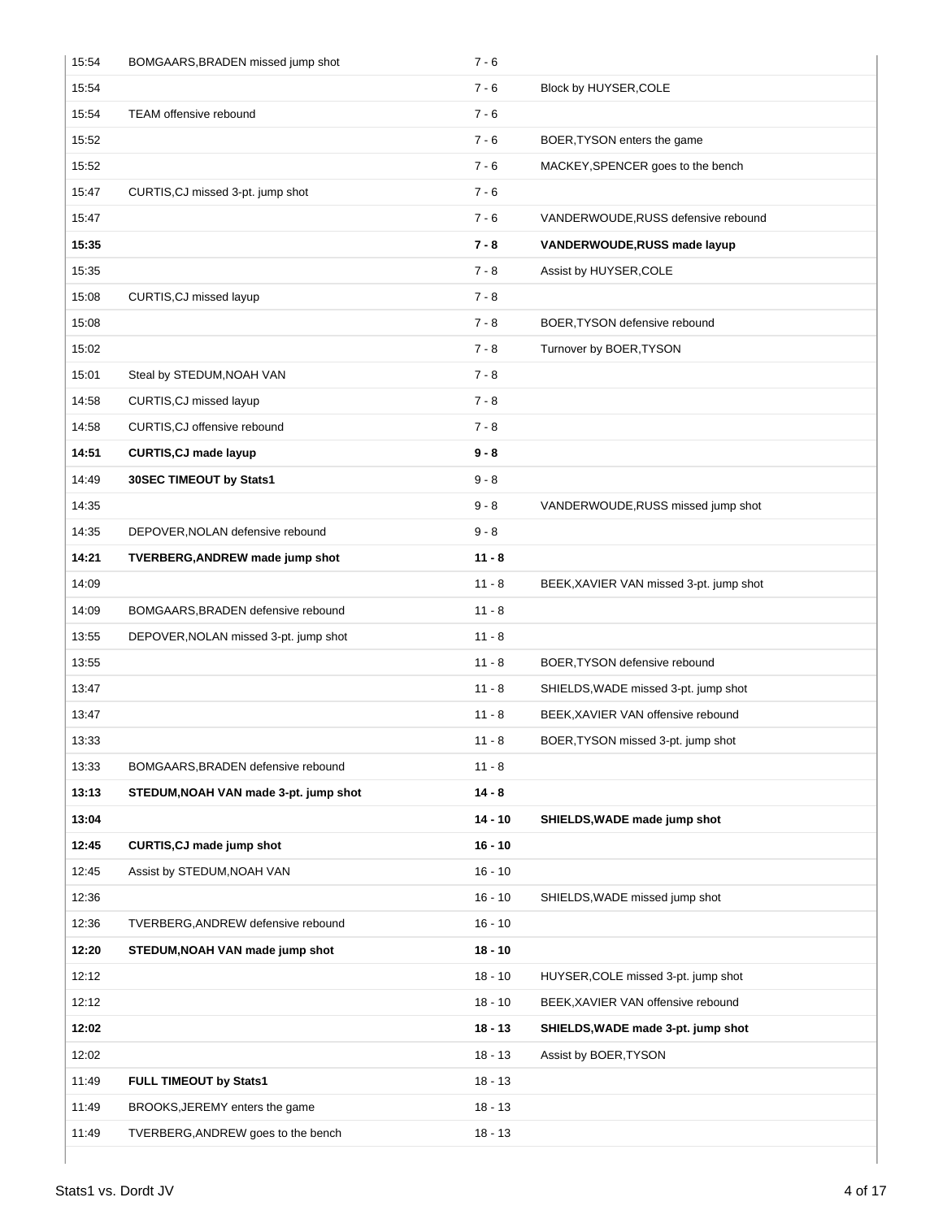| | | | |
|---|---|---|---|
| 15:54 | BOMGAARS,BRADEN missed jump shot | 7 - 6 | |
| 15:54 | | 7 - 6 | Block by HUYSER,COLE |
| 15:54 | TEAM offensive rebound | 7 - 6 | |
| 15:52 | | 7 - 6 | BOER,TYSON enters the game |
| 15:52 | | 7 - 6 | MACKEY,SPENCER goes to the bench |
| 15:47 | CURTIS,CJ missed 3-pt. jump shot | 7 - 6 | |
| 15:47 | | 7 - 6 | VANDERWOUDE,RUSS defensive rebound |
| **15:35** | | **7 - 8** | **VANDERWOUDE,RUSS made layup** |
| 15:35 | | 7 - 8 | Assist by HUYSER,COLE |
| 15:08 | CURTIS,CJ missed layup | 7 - 8 | |
| 15:08 | | 7 - 8 | BOER,TYSON defensive rebound |
| 15:02 | | 7 - 8 | Turnover by BOER,TYSON |
| 15:01 | Steal by STEDUM,NOAH VAN | 7 - 8 | |
| 14:58 | CURTIS,CJ missed layup | 7 - 8 | |
| 14:58 | CURTIS,CJ offensive rebound | 7 - 8 | |
| **14:51** | **CURTIS,CJ made layup** | **9 - 8** | |
| 14:49 | **30SEC TIMEOUT by Stats1** | 9 - 8 | |
| 14:35 | | 9 - 8 | VANDERWOUDE,RUSS missed jump shot |
| 14:35 | DEPOVER,NOLAN defensive rebound | 9 - 8 | |
| **14:21** | **TVERBERG,ANDREW made jump shot** | **11 - 8** | |
| 14:09 | | 11 - 8 | BEEK,XAVIER VAN missed 3-pt. jump shot |
| 14:09 | BOMGAARS,BRADEN defensive rebound | 11 - 8 | |
| 13:55 | DEPOVER,NOLAN missed 3-pt. jump shot | 11 - 8 | |
| 13:55 | | 11 - 8 | BOER,TYSON defensive rebound |
| 13:47 | | 11 - 8 | SHIELDS,WADE missed 3-pt. jump shot |
| 13:47 | | 11 - 8 | BEEK,XAVIER VAN offensive rebound |
| 13:33 | | 11 - 8 | BOER,TYSON missed 3-pt. jump shot |
| 13:33 | BOMGAARS,BRADEN defensive rebound | 11 - 8 | |
| **13:13** | **STEDUM,NOAH VAN made 3-pt. jump shot** | **14 - 8** | |
| **13:04** | | **14 - 10** | **SHIELDS,WADE made jump shot** |
| **12:45** | **CURTIS,CJ made jump shot** | **16 - 10** | |
| 12:45 | Assist by STEDUM,NOAH VAN | 16 - 10 | |
| 12:36 | | 16 - 10 | SHIELDS,WADE missed jump shot |
| 12:36 | TVERBERG,ANDREW defensive rebound | 16 - 10 | |
| **12:20** | **STEDUM,NOAH VAN made jump shot** | **18 - 10** | |
| 12:12 | | 18 - 10 | HUYSER,COLE missed 3-pt. jump shot |
| 12:12 | | 18 - 10 | BEEK,XAVIER VAN offensive rebound |
| **12:02** | | **18 - 13** | **SHIELDS,WADE made 3-pt. jump shot** |
| 12:02 | | 18 - 13 | Assist by BOER,TYSON |
| 11:49 | **FULL TIMEOUT by Stats1** | 18 - 13 | |
| 11:49 | BROOKS,JEREMY enters the game | 18 - 13 | |
| 11:49 | TVERBERG,ANDREW goes to the bench | 18 - 13 | |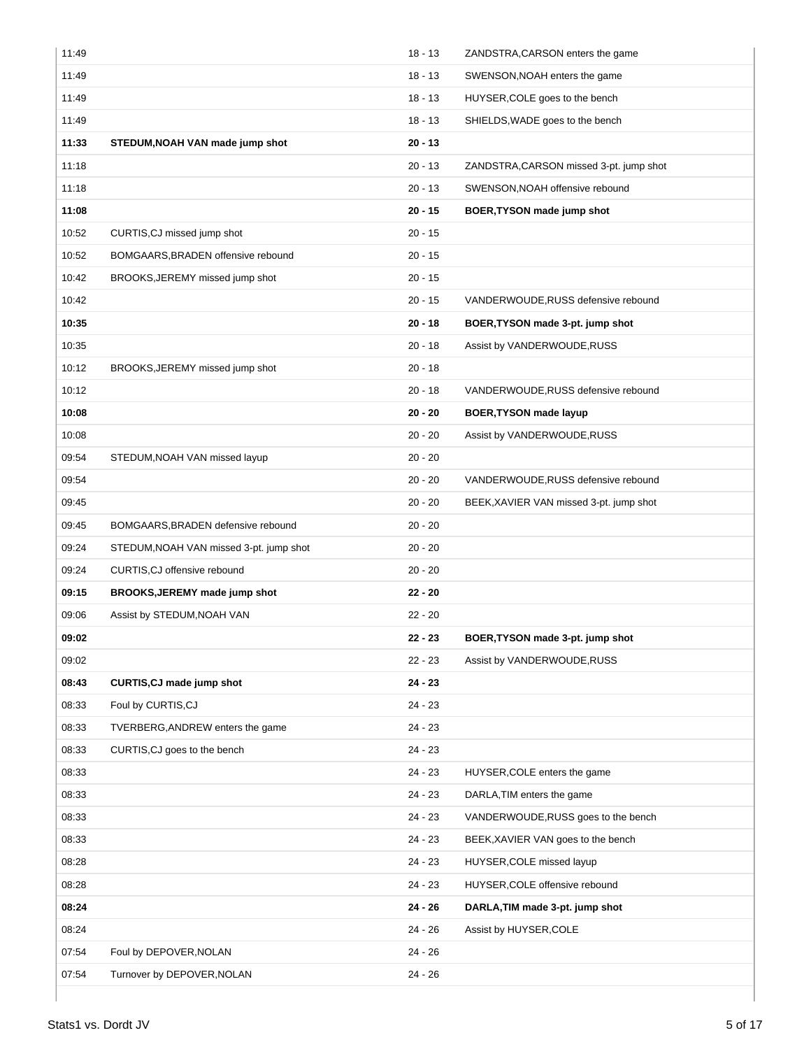| | | | |
|---|---|---|---|
| 11:49 | | 18 - 13 | ZANDSTRA,CARSON enters the game |
| 11:49 | | 18 - 13 | SWENSON,NOAH enters the game |
| 11:49 | | 18 - 13 | HUYSER,COLE goes to the bench |
| 11:49 | | 18 - 13 | SHIELDS,WADE goes to the bench |
| **11:33** | **STEDUM,NOAH VAN made jump shot** | **20 - 13** | |
| 11:18 | | 20 - 13 | ZANDSTRA,CARSON missed 3-pt. jump shot |
| 11:18 | | 20 - 13 | SWENSON,NOAH offensive rebound |
| **11:08** | | **20 - 15** | **BOER,TYSON made jump shot** |
| 10:52 | CURTIS,CJ missed jump shot | 20 - 15 | |
| 10:52 | BOMGAARS,BRADEN offensive rebound | 20 - 15 | |
| 10:42 | BROOKS,JEREMY missed jump shot | 20 - 15 | |
| 10:42 | | 20 - 15 | VANDERWOUDE,RUSS defensive rebound |
| **10:35** | | **20 - 18** | **BOER,TYSON made 3-pt. jump shot** |
| 10:35 | | 20 - 18 | Assist by VANDERWOUDE,RUSS |
| 10:12 | BROOKS,JEREMY missed jump shot | 20 - 18 | |
| 10:12 | | 20 - 18 | VANDERWOUDE,RUSS defensive rebound |
| **10:08** | | **20 - 20** | **BOER,TYSON made layup** |
| 10:08 | | 20 - 20 | Assist by VANDERWOUDE,RUSS |
| 09:54 | STEDUM,NOAH VAN missed layup | 20 - 20 | |
| 09:54 | | 20 - 20 | VANDERWOUDE,RUSS defensive rebound |
| 09:45 | | 20 - 20 | BEEK,XAVIER VAN missed 3-pt. jump shot |
| 09:45 | BOMGAARS,BRADEN defensive rebound | 20 - 20 | |
| 09:24 | STEDUM,NOAH VAN missed 3-pt. jump shot | 20 - 20 | |
| 09:24 | CURTIS,CJ offensive rebound | 20 - 20 | |
| **09:15** | **BROOKS,JEREMY made jump shot** | **22 - 20** | |
| 09:06 | Assist by STEDUM,NOAH VAN | 22 - 20 | |
| **09:02** | | **22 - 23** | **BOER,TYSON made 3-pt. jump shot** |
| 09:02 | | 22 - 23 | Assist by VANDERWOUDE,RUSS |
| **08:43** | **CURTIS,CJ made jump shot** | **24 - 23** | |
| 08:33 | Foul by CURTIS,CJ | 24 - 23 | |
| 08:33 | TVERBERG,ANDREW enters the game | 24 - 23 | |
| 08:33 | CURTIS,CJ goes to the bench | 24 - 23 | |
| 08:33 | | 24 - 23 | HUYSER,COLE enters the game |
| 08:33 | | 24 - 23 | DARLA,TIM enters the game |
| 08:33 | | 24 - 23 | VANDERWOUDE,RUSS goes to the bench |
| 08:33 | | 24 - 23 | BEEK,XAVIER VAN goes to the bench |
| 08:28 | | 24 - 23 | HUYSER,COLE missed layup |
| 08:28 | | 24 - 23 | HUYSER,COLE offensive rebound |
| **08:24** | | **24 - 26** | **DARLA,TIM made 3-pt. jump shot** |
| 08:24 | | 24 - 26 | Assist by HUYSER,COLE |
| 07:54 | Foul by DEPOVER,NOLAN | 24 - 26 | |
| 07:54 | Turnover by DEPOVER,NOLAN | 24 - 26 | |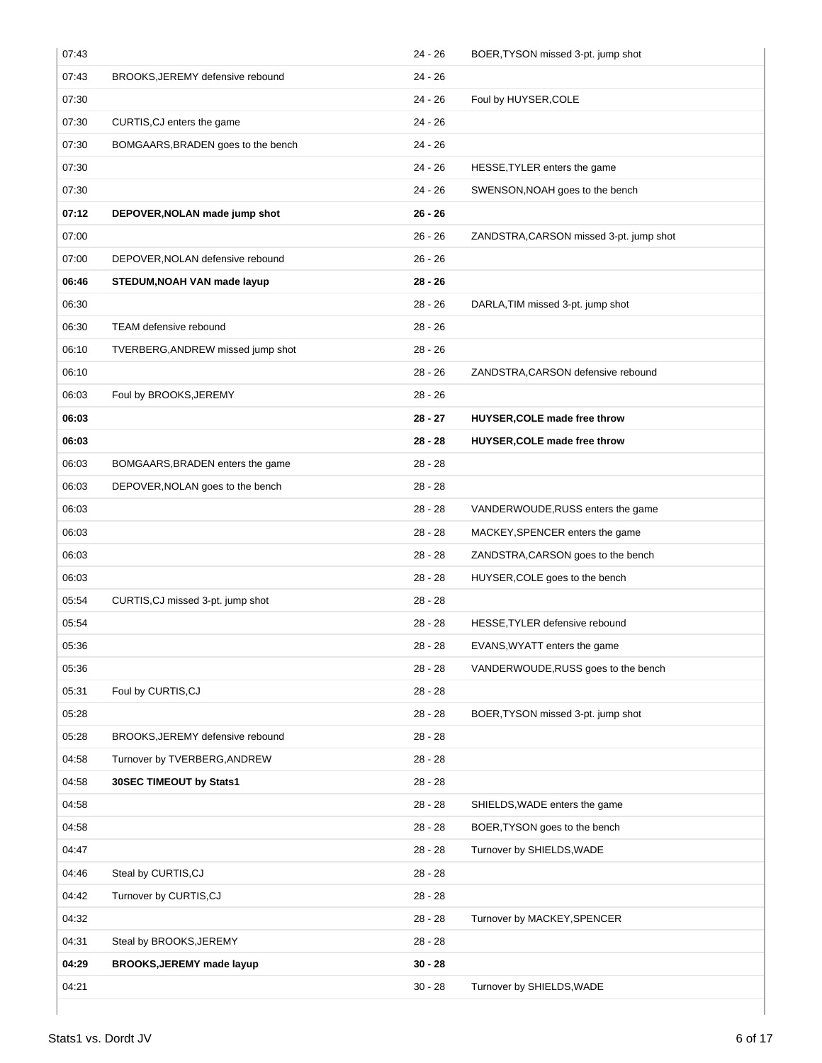| Time | Home | Score | Visitor |
|---|---|---|---|
| 07:43 | | 24 - 26 | BOER,TYSON missed 3-pt. jump shot |
| 07:43 | BROOKS,JEREMY defensive rebound | 24 - 26 | |
| 07:30 | | 24 - 26 | Foul by HUYSER,COLE |
| 07:30 | CURTIS,CJ enters the game | 24 - 26 | |
| 07:30 | BOMGAARS,BRADEN goes to the bench | 24 - 26 | |
| 07:30 | | 24 - 26 | HESSE,TYLER enters the game |
| 07:30 | | 24 - 26 | SWENSON,NOAH goes to the bench |
| **07:12** | **DEPOVER,NOLAN made jump shot** | **26 - 26** | |
| 07:00 | | 26 - 26 | ZANDSTRA,CARSON missed 3-pt. jump shot |
| 07:00 | DEPOVER,NOLAN defensive rebound | 26 - 26 | |
| **06:46** | **STEDUM,NOAH VAN made layup** | **28 - 26** | |
| 06:30 | | 28 - 26 | DARLA,TIM missed 3-pt. jump shot |
| 06:30 | TEAM defensive rebound | 28 - 26 | |
| 06:10 | TVERBERG,ANDREW missed jump shot | 28 - 26 | |
| 06:10 | | 28 - 26 | ZANDSTRA,CARSON defensive rebound |
| 06:03 | Foul by BROOKS,JEREMY | 28 - 26 | |
| **06:03** | | **28 - 27** | **HUYSER,COLE made free throw** |
| **06:03** | | **28 - 28** | **HUYSER,COLE made free throw** |
| 06:03 | BOMGAARS,BRADEN enters the game | 28 - 28 | |
| 06:03 | DEPOVER,NOLAN goes to the bench | 28 - 28 | |
| 06:03 | | 28 - 28 | VANDERWOUDE,RUSS enters the game |
| 06:03 | | 28 - 28 | MACKEY,SPENCER enters the game |
| 06:03 | | 28 - 28 | ZANDSTRA,CARSON goes to the bench |
| 06:03 | | 28 - 28 | HUYSER,COLE goes to the bench |
| 05:54 | CURTIS,CJ missed 3-pt. jump shot | 28 - 28 | |
| 05:54 | | 28 - 28 | HESSE,TYLER defensive rebound |
| 05:36 | | 28 - 28 | EVANS,WYATT enters the game |
| 05:36 | | 28 - 28 | VANDERWOUDE,RUSS goes to the bench |
| 05:31 | Foul by CURTIS,CJ | 28 - 28 | |
| 05:28 | | 28 - 28 | BOER,TYSON missed 3-pt. jump shot |
| 05:28 | BROOKS,JEREMY defensive rebound | 28 - 28 | |
| 04:58 | Turnover by TVERBERG,ANDREW | 28 - 28 | |
| 04:58 | **30SEC TIMEOUT by Stats1** | 28 - 28 | |
| 04:58 | | 28 - 28 | SHIELDS,WADE enters the game |
| 04:58 | | 28 - 28 | BOER,TYSON goes to the bench |
| 04:47 | | 28 - 28 | Turnover by SHIELDS,WADE |
| 04:46 | Steal by CURTIS,CJ | 28 - 28 | |
| 04:42 | Turnover by CURTIS,CJ | 28 - 28 | |
| 04:32 | | 28 - 28 | Turnover by MACKEY,SPENCER |
| 04:31 | Steal by BROOKS,JEREMY | 28 - 28 | |
| **04:29** | **BROOKS,JEREMY made layup** | **30 - 28** | |
| 04:21 | | 30 - 28 | Turnover by SHIELDS,WADE |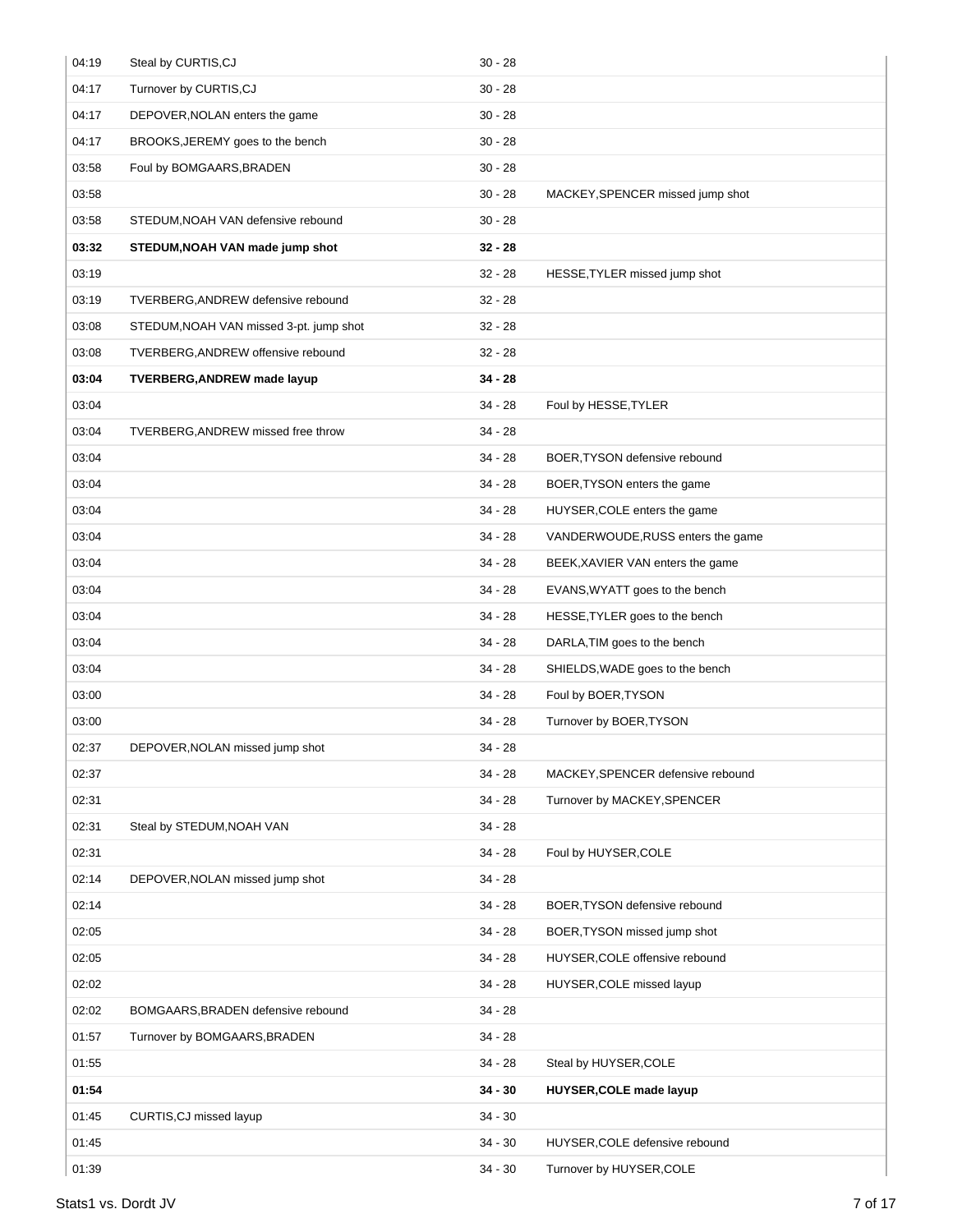| | | | |
|---|---|---|---|
| 04:19 | Steal by CURTIS,CJ | 30 - 28 | |
| 04:17 | Turnover by CURTIS,CJ | 30 - 28 | |
| 04:17 | DEPOVER,NOLAN enters the game | 30 - 28 | |
| 04:17 | BROOKS,JEREMY goes to the bench | 30 - 28 | |
| 03:58 | Foul by BOMGAARS,BRADEN | 30 - 28 | |
| 03:58 | | 30 - 28 | MACKEY,SPENCER missed jump shot |
| 03:58 | STEDUM,NOAH VAN defensive rebound | 30 - 28 | |
| **03:32** | **STEDUM,NOAH VAN made jump shot** | **32 - 28** | |
| 03:19 | | 32 - 28 | HESSE,TYLER missed jump shot |
| 03:19 | TVERBERG,ANDREW defensive rebound | 32 - 28 | |
| 03:08 | STEDUM,NOAH VAN missed 3-pt. jump shot | 32 - 28 | |
| 03:08 | TVERBERG,ANDREW offensive rebound | 32 - 28 | |
| **03:04** | **TVERBERG,ANDREW made layup** | **34 - 28** | |
| 03:04 | | 34 - 28 | Foul by HESSE,TYLER |
| 03:04 | TVERBERG,ANDREW missed free throw | 34 - 28 | |
| 03:04 | | 34 - 28 | BOER,TYSON defensive rebound |
| 03:04 | | 34 - 28 | BOER,TYSON enters the game |
| 03:04 | | 34 - 28 | HUYSER,COLE enters the game |
| 03:04 | | 34 - 28 | VANDERWOUDE,RUSS enters the game |
| 03:04 | | 34 - 28 | BEEK,XAVIER VAN enters the game |
| 03:04 | | 34 - 28 | EVANS,WYATT goes to the bench |
| 03:04 | | 34 - 28 | HESSE,TYLER goes to the bench |
| 03:04 | | 34 - 28 | DARLA,TIM goes to the bench |
| 03:04 | | 34 - 28 | SHIELDS,WADE goes to the bench |
| 03:00 | | 34 - 28 | Foul by BOER,TYSON |
| 03:00 | | 34 - 28 | Turnover by BOER,TYSON |
| 02:37 | DEPOVER,NOLAN missed jump shot | 34 - 28 | |
| 02:37 | | 34 - 28 | MACKEY,SPENCER defensive rebound |
| 02:31 | | 34 - 28 | Turnover by MACKEY,SPENCER |
| 02:31 | Steal by STEDUM,NOAH VAN | 34 - 28 | |
| 02:31 | | 34 - 28 | Foul by HUYSER,COLE |
| 02:14 | DEPOVER,NOLAN missed jump shot | 34 - 28 | |
| 02:14 | | 34 - 28 | BOER,TYSON defensive rebound |
| 02:05 | | 34 - 28 | BOER,TYSON missed jump shot |
| 02:05 | | 34 - 28 | HUYSER,COLE offensive rebound |
| 02:02 | | 34 - 28 | HUYSER,COLE missed layup |
| 02:02 | BOMGAARS,BRADEN defensive rebound | 34 - 28 | |
| 01:57 | Turnover by BOMGAARS,BRADEN | 34 - 28 | |
| 01:55 | | 34 - 28 | Steal by HUYSER,COLE |
| **01:54** | | **34 - 30** | **HUYSER,COLE made layup** |
| 01:45 | CURTIS,CJ missed layup | 34 - 30 | |
| 01:45 | | 34 - 30 | HUYSER,COLE defensive rebound |
| 01:39 | | 34 - 30 | Turnover by HUYSER,COLE |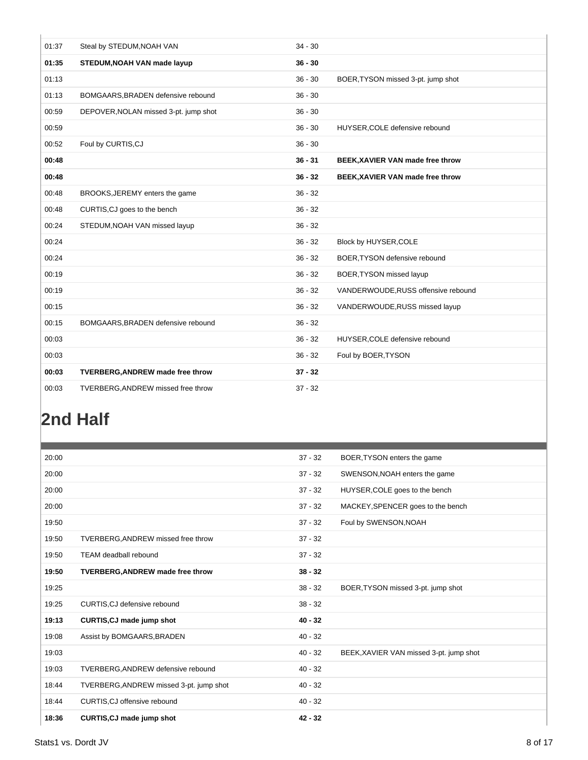| | | | |
|---|---|---|---|
| 01:37 | Steal by STEDUM,NOAH VAN | 34 - 30 | |
| **01:35** | **STEDUM,NOAH VAN made layup** | **36 - 30** | |
| 01:13 | | 36 - 30 | BOER,TYSON missed 3-pt. jump shot |
| 01:13 | BOMGAARS,BRADEN defensive rebound | 36 - 30 | |
| 00:59 | DEPOVER,NOLAN missed 3-pt. jump shot | 36 - 30 | |
| 00:59 | | 36 - 30 | HUYSER,COLE defensive rebound |
| 00:52 | Foul by CURTIS,CJ | 36 - 30 | |
| **00:48** | | **36 - 31** | **BEEK,XAVIER VAN made free throw** |
| **00:48** | | **36 - 32** | **BEEK,XAVIER VAN made free throw** |
| 00:48 | BROOKS,JEREMY enters the game | 36 - 32 | |
| 00:48 | CURTIS,CJ goes to the bench | 36 - 32 | |
| 00:24 | STEDUM,NOAH VAN missed layup | 36 - 32 | |
| 00:24 | | 36 - 32 | Block by HUYSER,COLE |
| 00:24 | | 36 - 32 | BOER,TYSON defensive rebound |
| 00:19 | | 36 - 32 | BOER,TYSON missed layup |
| 00:19 | | 36 - 32 | VANDERWOUDE,RUSS offensive rebound |
| 00:15 | | 36 - 32 | VANDERWOUDE,RUSS missed layup |
| 00:15 | BOMGAARS,BRADEN defensive rebound | 36 - 32 | |
| 00:03 | | 36 - 32 | HUYSER,COLE defensive rebound |
| 00:03 | | 36 - 32 | Foul by BOER,TYSON |
| **00:03** | **TVERBERG,ANDREW made free throw** | **37 - 32** | |
| 00:03 | TVERBERG,ANDREW missed free throw | 37 - 32 | |

## 2nd Half

| | | | |
|---|---|---|---|
| 20:00 | | 37 - 32 | BOER,TYSON enters the game |
| 20:00 | | 37 - 32 | SWENSON,NOAH enters the game |
| 20:00 | | 37 - 32 | HUYSER,COLE goes to the bench |
| 20:00 | | 37 - 32 | MACKEY,SPENCER goes to the bench |
| 19:50 | | 37 - 32 | Foul by SWENSON,NOAH |
| 19:50 | TVERBERG,ANDREW missed free throw | 37 - 32 | |
| 19:50 | TEAM deadball rebound | 37 - 32 | |
| **19:50** | **TVERBERG,ANDREW made free throw** | **38 - 32** | |
| 19:25 | | 38 - 32 | BOER,TYSON missed 3-pt. jump shot |
| 19:25 | CURTIS,CJ defensive rebound | 38 - 32 | |
| **19:13** | **CURTIS,CJ made jump shot** | **40 - 32** | |
| 19:08 | Assist by BOMGAARS,BRADEN | 40 - 32 | |
| 19:03 | | 40 - 32 | BEEK,XAVIER VAN missed 3-pt. jump shot |
| 19:03 | TVERBERG,ANDREW defensive rebound | 40 - 32 | |
| 18:44 | TVERBERG,ANDREW missed 3-pt. jump shot | 40 - 32 | |
| 18:44 | CURTIS,CJ offensive rebound | 40 - 32 | |
| **18:36** | **CURTIS,CJ made jump shot** | **42 - 32** | |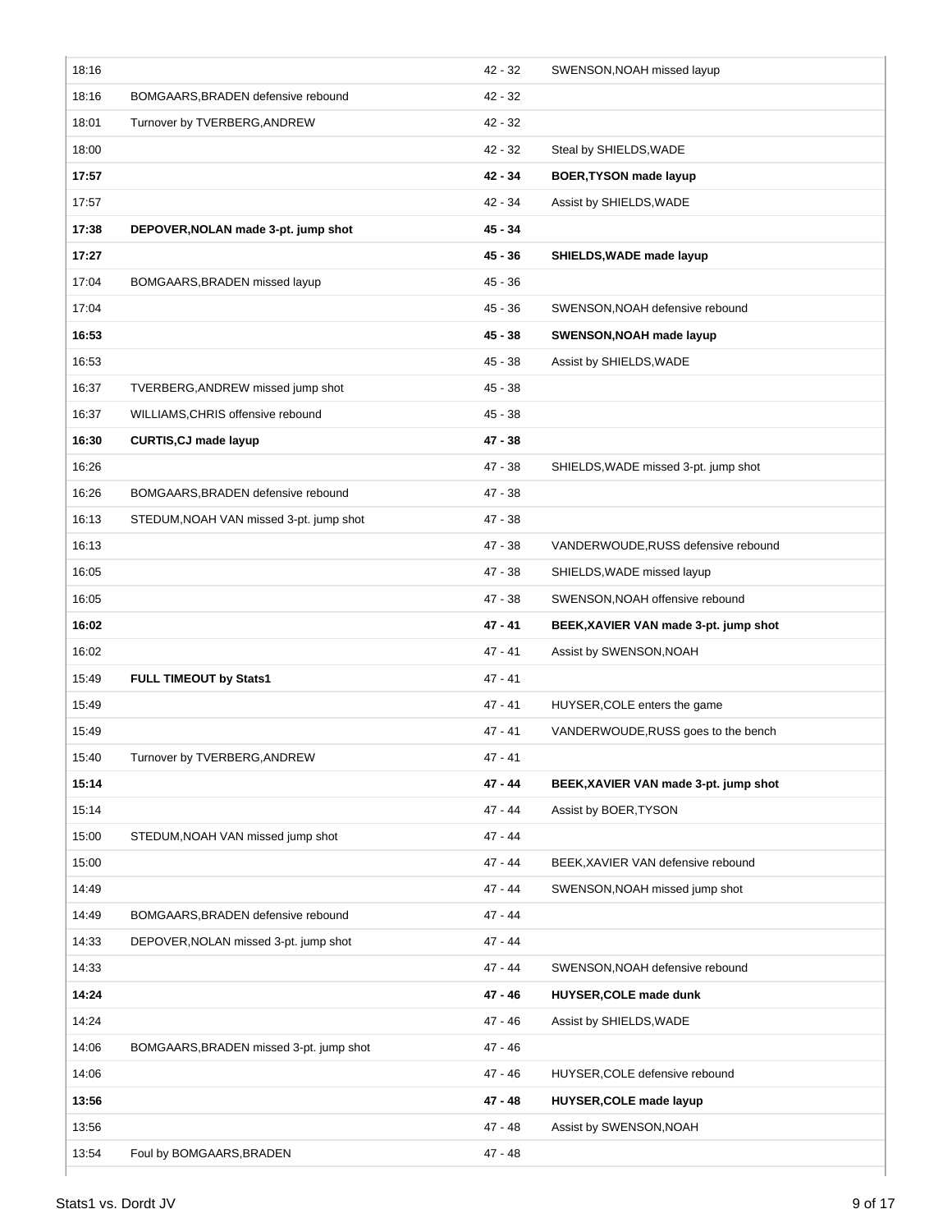| | | | |
|---|---|---|---|
| 18:16 | | 42 - 32 | SWENSON,NOAH missed layup |
| 18:16 | BOMGAARS,BRADEN defensive rebound | 42 - 32 | |
| 18:01 | Turnover by TVERBERG,ANDREW | 42 - 32 | |
| 18:00 | | 42 - 32 | Steal by SHIELDS,WADE |
| **17:57** | | **42 - 34** | **BOER,TYSON made layup** |
| 17:57 | | 42 - 34 | Assist by SHIELDS,WADE |
| **17:38** | **DEPOVER,NOLAN made 3-pt. jump shot** | **45 - 34** | |
| **17:27** | | **45 - 36** | **SHIELDS,WADE made layup** |
| 17:04 | BOMGAARS,BRADEN missed layup | 45 - 36 | |
| 17:04 | | 45 - 36 | SWENSON,NOAH defensive rebound |
| **16:53** | | **45 - 38** | **SWENSON,NOAH made layup** |
| 16:53 | | 45 - 38 | Assist by SHIELDS,WADE |
| 16:37 | TVERBERG,ANDREW missed jump shot | 45 - 38 | |
| 16:37 | WILLIAMS,CHRIS offensive rebound | 45 - 38 | |
| **16:30** | **CURTIS,CJ made layup** | **47 - 38** | |
| 16:26 | | 47 - 38 | SHIELDS,WADE missed 3-pt. jump shot |
| 16:26 | BOMGAARS,BRADEN defensive rebound | 47 - 38 | |
| 16:13 | STEDUM,NOAH VAN missed 3-pt. jump shot | 47 - 38 | |
| 16:13 | | 47 - 38 | VANDERWOUDE,RUSS defensive rebound |
| 16:05 | | 47 - 38 | SHIELDS,WADE missed layup |
| 16:05 | | 47 - 38 | SWENSON,NOAH offensive rebound |
| **16:02** | | **47 - 41** | **BEEK,XAVIER VAN made 3-pt. jump shot** |
| 16:02 | | 47 - 41 | Assist by SWENSON,NOAH |
| 15:49 | **FULL TIMEOUT by Stats1** | 47 - 41 | |
| 15:49 | | 47 - 41 | HUYSER,COLE enters the game |
| 15:49 | | 47 - 41 | VANDERWOUDE,RUSS goes to the bench |
| 15:40 | Turnover by TVERBERG,ANDREW | 47 - 41 | |
| **15:14** | | **47 - 44** | **BEEK,XAVIER VAN made 3-pt. jump shot** |
| 15:14 | | 47 - 44 | Assist by BOER,TYSON |
| 15:00 | STEDUM,NOAH VAN missed jump shot | 47 - 44 | |
| 15:00 | | 47 - 44 | BEEK,XAVIER VAN defensive rebound |
| 14:49 | | 47 - 44 | SWENSON,NOAH missed jump shot |
| 14:49 | BOMGAARS,BRADEN defensive rebound | 47 - 44 | |
| 14:33 | DEPOVER,NOLAN missed 3-pt. jump shot | 47 - 44 | |
| 14:33 | | 47 - 44 | SWENSON,NOAH defensive rebound |
| **14:24** | | **47 - 46** | **HUYSER,COLE made dunk** |
| 14:24 | | 47 - 46 | Assist by SHIELDS,WADE |
| 14:06 | BOMGAARS,BRADEN missed 3-pt. jump shot | 47 - 46 | |
| 14:06 | | 47 - 46 | HUYSER,COLE defensive rebound |
| **13:56** | | **47 - 48** | **HUYSER,COLE made layup** |
| 13:56 | | 47 - 48 | Assist by SWENSON,NOAH |
| 13:54 | Foul by BOMGAARS,BRADEN | 47 - 48 | |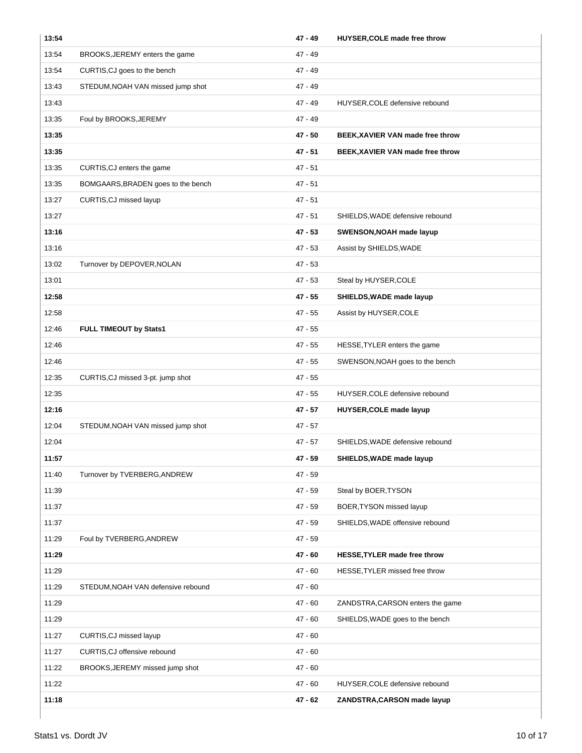| | | | |
|---|---|---|---|
| **13:54** | | **47 - 49** | **HUYSER,COLE made free throw** |
| 13:54 | BROOKS,JEREMY enters the game | 47 - 49 | |
| 13:54 | CURTIS,CJ goes to the bench | 47 - 49 | |
| 13:43 | STEDUM,NOAH VAN missed jump shot | 47 - 49 | |
| 13:43 | | 47 - 49 | HUYSER,COLE defensive rebound |
| 13:35 | Foul by BROOKS,JEREMY | 47 - 49 | |
| **13:35** | | **47 - 50** | **BEEK,XAVIER VAN made free throw** |
| **13:35** | | **47 - 51** | **BEEK,XAVIER VAN made free throw** |
| 13:35 | CURTIS,CJ enters the game | 47 - 51 | |
| 13:35 | BOMGAARS,BRADEN goes to the bench | 47 - 51 | |
| 13:27 | CURTIS,CJ missed layup | 47 - 51 | |
| 13:27 | | 47 - 51 | SHIELDS,WADE defensive rebound |
| **13:16** | | **47 - 53** | **SWENSON,NOAH made layup** |
| 13:16 | | 47 - 53 | Assist by SHIELDS,WADE |
| 13:02 | Turnover by DEPOVER,NOLAN | 47 - 53 | |
| 13:01 | | 47 - 53 | Steal by HUYSER,COLE |
| **12:58** | | **47 - 55** | **SHIELDS,WADE made layup** |
| 12:58 | | 47 - 55 | Assist by HUYSER,COLE |
| 12:46 | **FULL TIMEOUT by Stats1** | 47 - 55 | |
| 12:46 | | 47 - 55 | HESSE,TYLER enters the game |
| 12:46 | | 47 - 55 | SWENSON,NOAH goes to the bench |
| 12:35 | CURTIS,CJ missed 3-pt. jump shot | 47 - 55 | |
| 12:35 | | 47 - 55 | HUYSER,COLE defensive rebound |
| **12:16** | | **47 - 57** | **HUYSER,COLE made layup** |
| 12:04 | STEDUM,NOAH VAN missed jump shot | 47 - 57 | |
| 12:04 | | 47 - 57 | SHIELDS,WADE defensive rebound |
| **11:57** | | **47 - 59** | **SHIELDS,WADE made layup** |
| 11:40 | Turnover by TVERBERG,ANDREW | 47 - 59 | |
| 11:39 | | 47 - 59 | Steal by BOER,TYSON |
| 11:37 | | 47 - 59 | BOER,TYSON missed layup |
| 11:37 | | 47 - 59 | SHIELDS,WADE offensive rebound |
| 11:29 | Foul by TVERBERG,ANDREW | 47 - 59 | |
| **11:29** | | **47 - 60** | **HESSE,TYLER made free throw** |
| 11:29 | | 47 - 60 | HESSE,TYLER missed free throw |
| 11:29 | STEDUM,NOAH VAN defensive rebound | 47 - 60 | |
| 11:29 | | 47 - 60 | ZANDSTRA,CARSON enters the game |
| 11:29 | | 47 - 60 | SHIELDS,WADE goes to the bench |
| 11:27 | CURTIS,CJ missed layup | 47 - 60 | |
| 11:27 | CURTIS,CJ offensive rebound | 47 - 60 | |
| 11:22 | BROOKS,JEREMY missed jump shot | 47 - 60 | |
| 11:22 | | 47 - 60 | HUYSER,COLE defensive rebound |
| **11:18** | | **47 - 62** | **ZANDSTRA,CARSON made layup** |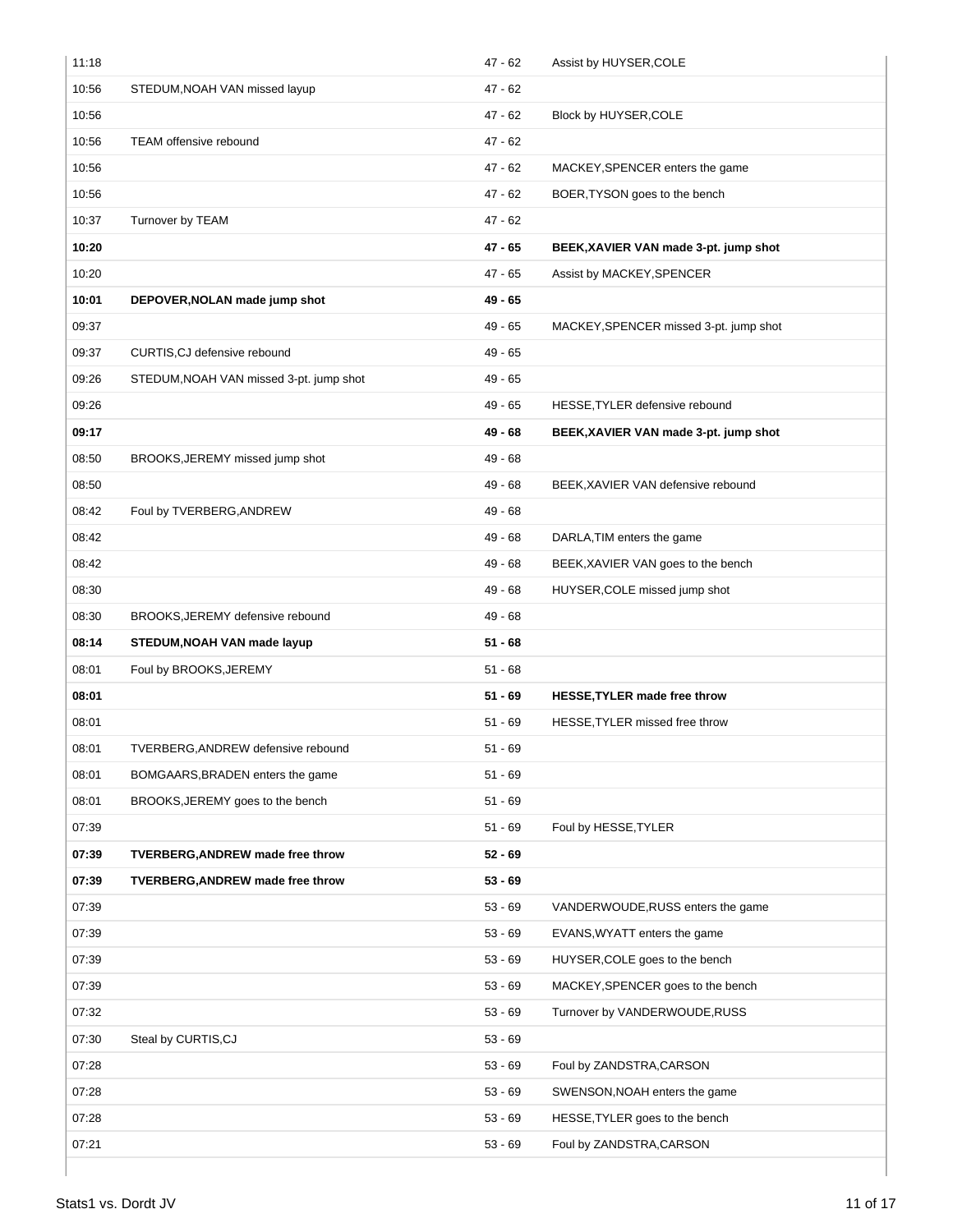| | | | |
|---|---|---|---|
| 11:18 | | 47 - 62 | Assist by HUYSER,COLE |
| 10:56 | STEDUM,NOAH VAN missed layup | 47 - 62 | |
| 10:56 | | 47 - 62 | Block by HUYSER,COLE |
| 10:56 | TEAM offensive rebound | 47 - 62 | |
| 10:56 | | 47 - 62 | MACKEY,SPENCER enters the game |
| 10:56 | | 47 - 62 | BOER,TYSON goes to the bench |
| 10:37 | Turnover by TEAM | 47 - 62 | |
| **10:20** | | **47 - 65** | **BEEK,XAVIER VAN made 3-pt. jump shot** |
| 10:20 | | 47 - 65 | Assist by MACKEY,SPENCER |
| **10:01** | **DEPOVER,NOLAN made jump shot** | **49 - 65** | |
| 09:37 | | 49 - 65 | MACKEY,SPENCER missed 3-pt. jump shot |
| 09:37 | CURTIS,CJ defensive rebound | 49 - 65 | |
| 09:26 | STEDUM,NOAH VAN missed 3-pt. jump shot | 49 - 65 | |
| 09:26 | | 49 - 65 | HESSE,TYLER defensive rebound |
| **09:17** | | **49 - 68** | **BEEK,XAVIER VAN made 3-pt. jump shot** |
| 08:50 | BROOKS,JEREMY missed jump shot | 49 - 68 | |
| 08:50 | | 49 - 68 | BEEK,XAVIER VAN defensive rebound |
| 08:42 | Foul by TVERBERG,ANDREW | 49 - 68 | |
| 08:42 | | 49 - 68 | DARLA,TIM enters the game |
| 08:42 | | 49 - 68 | BEEK,XAVIER VAN goes to the bench |
| 08:30 | | 49 - 68 | HUYSER,COLE missed jump shot |
| 08:30 | BROOKS,JEREMY defensive rebound | 49 - 68 | |
| **08:14** | **STEDUM,NOAH VAN made layup** | **51 - 68** | |
| 08:01 | Foul by BROOKS,JEREMY | 51 - 68 | |
| **08:01** | | **51 - 69** | **HESSE,TYLER made free throw** |
| 08:01 | | 51 - 69 | HESSE,TYLER missed free throw |
| 08:01 | TVERBERG,ANDREW defensive rebound | 51 - 69 | |
| 08:01 | BOMGAARS,BRADEN enters the game | 51 - 69 | |
| 08:01 | BROOKS,JEREMY goes to the bench | 51 - 69 | |
| 07:39 | | 51 - 69 | Foul by HESSE,TYLER |
| **07:39** | **TVERBERG,ANDREW made free throw** | **52 - 69** | |
| **07:39** | **TVERBERG,ANDREW made free throw** | **53 - 69** | |
| 07:39 | | 53 - 69 | VANDERWOUDE,RUSS enters the game |
| 07:39 | | 53 - 69 | EVANS,WYATT enters the game |
| 07:39 | | 53 - 69 | HUYSER,COLE goes to the bench |
| 07:39 | | 53 - 69 | MACKEY,SPENCER goes to the bench |
| 07:32 | | 53 - 69 | Turnover by VANDERWOUDE,RUSS |
| 07:30 | Steal by CURTIS,CJ | 53 - 69 | |
| 07:28 | | 53 - 69 | Foul by ZANDSTRA,CARSON |
| 07:28 | | 53 - 69 | SWENSON,NOAH enters the game |
| 07:28 | | 53 - 69 | HESSE,TYLER goes to the bench |
| 07:21 | | 53 - 69 | Foul by ZANDSTRA,CARSON |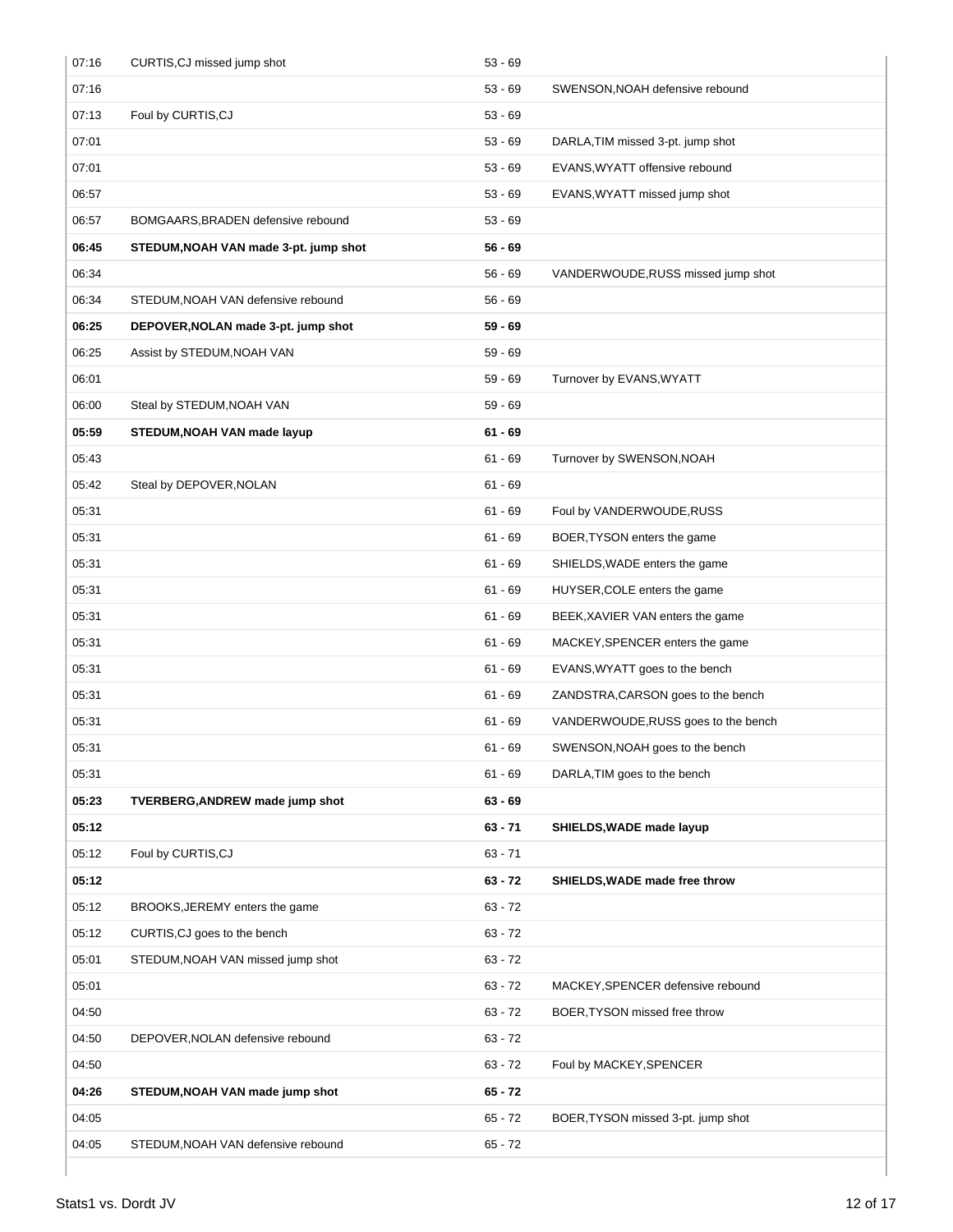| Time | Home | Score | Visitor |
|---|---|---|---|
| 07:16 | CURTIS,CJ missed jump shot | 53 - 69 | |
| 07:16 | | 53 - 69 | SWENSON,NOAH defensive rebound |
| 07:13 | Foul by CURTIS,CJ | 53 - 69 | |
| 07:01 | | 53 - 69 | DARLA,TIM missed 3-pt. jump shot |
| 07:01 | | 53 - 69 | EVANS,WYATT offensive rebound |
| 06:57 | | 53 - 69 | EVANS,WYATT missed jump shot |
| 06:57 | BOMGAARS,BRADEN defensive rebound | 53 - 69 | |
| **06:45** | **STEDUM,NOAH VAN made 3-pt. jump shot** | **56 - 69** | |
| 06:34 | | 56 - 69 | VANDERWOUDE,RUSS missed jump shot |
| 06:34 | STEDUM,NOAH VAN defensive rebound | 56 - 69 | |
| **06:25** | **DEPOVER,NOLAN made 3-pt. jump shot** | **59 - 69** | |
| 06:25 | Assist by STEDUM,NOAH VAN | 59 - 69 | |
| 06:01 | | 59 - 69 | Turnover by EVANS,WYATT |
| 06:00 | Steal by STEDUM,NOAH VAN | 59 - 69 | |
| **05:59** | **STEDUM,NOAH VAN made layup** | **61 - 69** | |
| 05:43 | | 61 - 69 | Turnover by SWENSON,NOAH |
| 05:42 | Steal by DEPOVER,NOLAN | 61 - 69 | |
| 05:31 | | 61 - 69 | Foul by VANDERWOUDE,RUSS |
| 05:31 | | 61 - 69 | BOER,TYSON enters the game |
| 05:31 | | 61 - 69 | SHIELDS,WADE enters the game |
| 05:31 | | 61 - 69 | HUYSER,COLE enters the game |
| 05:31 | | 61 - 69 | BEEK,XAVIER VAN enters the game |
| 05:31 | | 61 - 69 | MACKEY,SPENCER enters the game |
| 05:31 | | 61 - 69 | EVANS,WYATT goes to the bench |
| 05:31 | | 61 - 69 | ZANDSTRA,CARSON goes to the bench |
| 05:31 | | 61 - 69 | VANDERWOUDE,RUSS goes to the bench |
| 05:31 | | 61 - 69 | SWENSON,NOAH goes to the bench |
| 05:31 | | 61 - 69 | DARLA,TIM goes to the bench |
| **05:23** | **TVERBERG,ANDREW made jump shot** | **63 - 69** | |
| **05:12** | | **63 - 71** | **SHIELDS,WADE made layup** |
| 05:12 | Foul by CURTIS,CJ | 63 - 71 | |
| **05:12** | | **63 - 72** | **SHIELDS,WADE made free throw** |
| 05:12 | BROOKS,JEREMY enters the game | 63 - 72 | |
| 05:12 | CURTIS,CJ goes to the bench | 63 - 72 | |
| 05:01 | STEDUM,NOAH VAN missed jump shot | 63 - 72 | |
| 05:01 | | 63 - 72 | MACKEY,SPENCER defensive rebound |
| 04:50 | | 63 - 72 | BOER,TYSON missed free throw |
| 04:50 | DEPOVER,NOLAN defensive rebound | 63 - 72 | |
| 04:50 | | 63 - 72 | Foul by MACKEY,SPENCER |
| **04:26** | **STEDUM,NOAH VAN made jump shot** | **65 - 72** | |
| 04:05 | | 65 - 72 | BOER,TYSON missed 3-pt. jump shot |
| 04:05 | STEDUM,NOAH VAN defensive rebound | 65 - 72 | |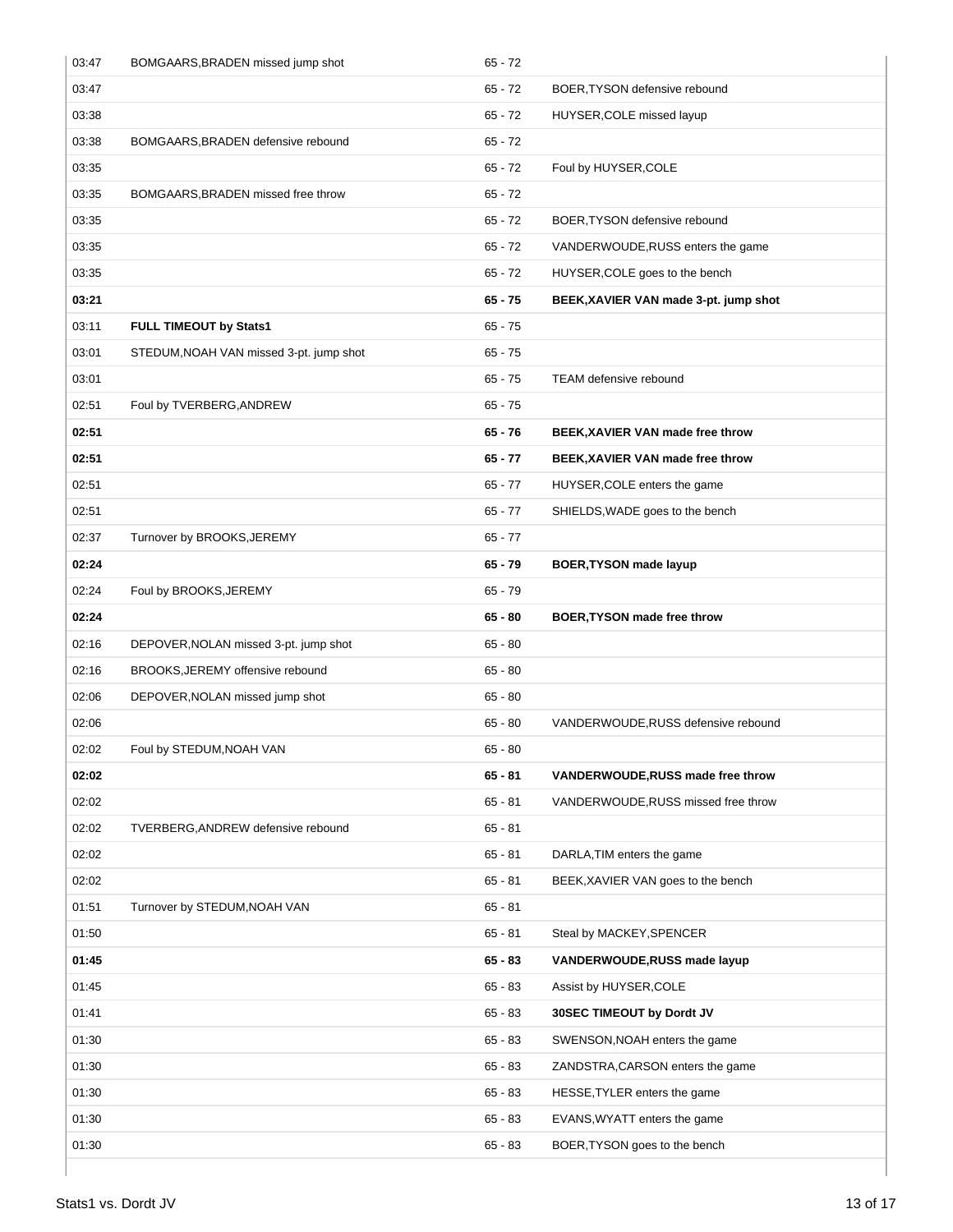| | | | |
|---|---|---|---|
| 03:47 | BOMGAARS,BRADEN missed jump shot | 65 - 72 | |
| 03:47 | | 65 - 72 | BOER,TYSON defensive rebound |
| 03:38 | | 65 - 72 | HUYSER,COLE missed layup |
| 03:38 | BOMGAARS,BRADEN defensive rebound | 65 - 72 | |
| 03:35 | | 65 - 72 | Foul by HUYSER,COLE |
| 03:35 | BOMGAARS,BRADEN missed free throw | 65 - 72 | |
| 03:35 | | 65 - 72 | BOER,TYSON defensive rebound |
| 03:35 | | 65 - 72 | VANDERWOUDE,RUSS enters the game |
| 03:35 | | 65 - 72 | HUYSER,COLE goes to the bench |
| **03:21** | | **65 - 75** | **BEEK,XAVIER VAN made 3-pt. jump shot** |
| 03:11 | **FULL TIMEOUT by Stats1** | 65 - 75 | |
| 03:01 | STEDUM,NOAH VAN missed 3-pt. jump shot | 65 - 75 | |
| 03:01 | | 65 - 75 | TEAM defensive rebound |
| 02:51 | Foul by TVERBERG,ANDREW | 65 - 75 | |
| **02:51** | | **65 - 76** | **BEEK,XAVIER VAN made free throw** |
| **02:51** | | **65 - 77** | **BEEK,XAVIER VAN made free throw** |
| 02:51 | | 65 - 77 | HUYSER,COLE enters the game |
| 02:51 | | 65 - 77 | SHIELDS,WADE goes to the bench |
| 02:37 | Turnover by BROOKS,JEREMY | 65 - 77 | |
| **02:24** | | **65 - 79** | **BOER,TYSON made layup** |
| 02:24 | Foul by BROOKS,JEREMY | 65 - 79 | |
| **02:24** | | **65 - 80** | **BOER,TYSON made free throw** |
| 02:16 | DEPOVER,NOLAN missed 3-pt. jump shot | 65 - 80 | |
| 02:16 | BROOKS,JEREMY offensive rebound | 65 - 80 | |
| 02:06 | DEPOVER,NOLAN missed jump shot | 65 - 80 | |
| 02:06 | | 65 - 80 | VANDERWOUDE,RUSS defensive rebound |
| 02:02 | Foul by STEDUM,NOAH VAN | 65 - 80 | |
| **02:02** | | **65 - 81** | **VANDERWOUDE,RUSS made free throw** |
| 02:02 | | 65 - 81 | VANDERWOUDE,RUSS missed free throw |
| 02:02 | TVERBERG,ANDREW defensive rebound | 65 - 81 | |
| 02:02 | | 65 - 81 | DARLA,TIM enters the game |
| 02:02 | | 65 - 81 | BEEK,XAVIER VAN goes to the bench |
| 01:51 | Turnover by STEDUM,NOAH VAN | 65 - 81 | |
| 01:50 | | 65 - 81 | Steal by MACKEY,SPENCER |
| **01:45** | | **65 - 83** | **VANDERWOUDE,RUSS made layup** |
| 01:45 | | 65 - 83 | Assist by HUYSER,COLE |
| 01:41 | | 65 - 83 | **30SEC TIMEOUT by Dordt JV** |
| 01:30 | | 65 - 83 | SWENSON,NOAH enters the game |
| 01:30 | | 65 - 83 | ZANDSTRA,CARSON enters the game |
| 01:30 | | 65 - 83 | HESSE,TYLER enters the game |
| 01:30 | | 65 - 83 | EVANS,WYATT enters the game |
| 01:30 | | 65 - 83 | BOER,TYSON goes to the bench |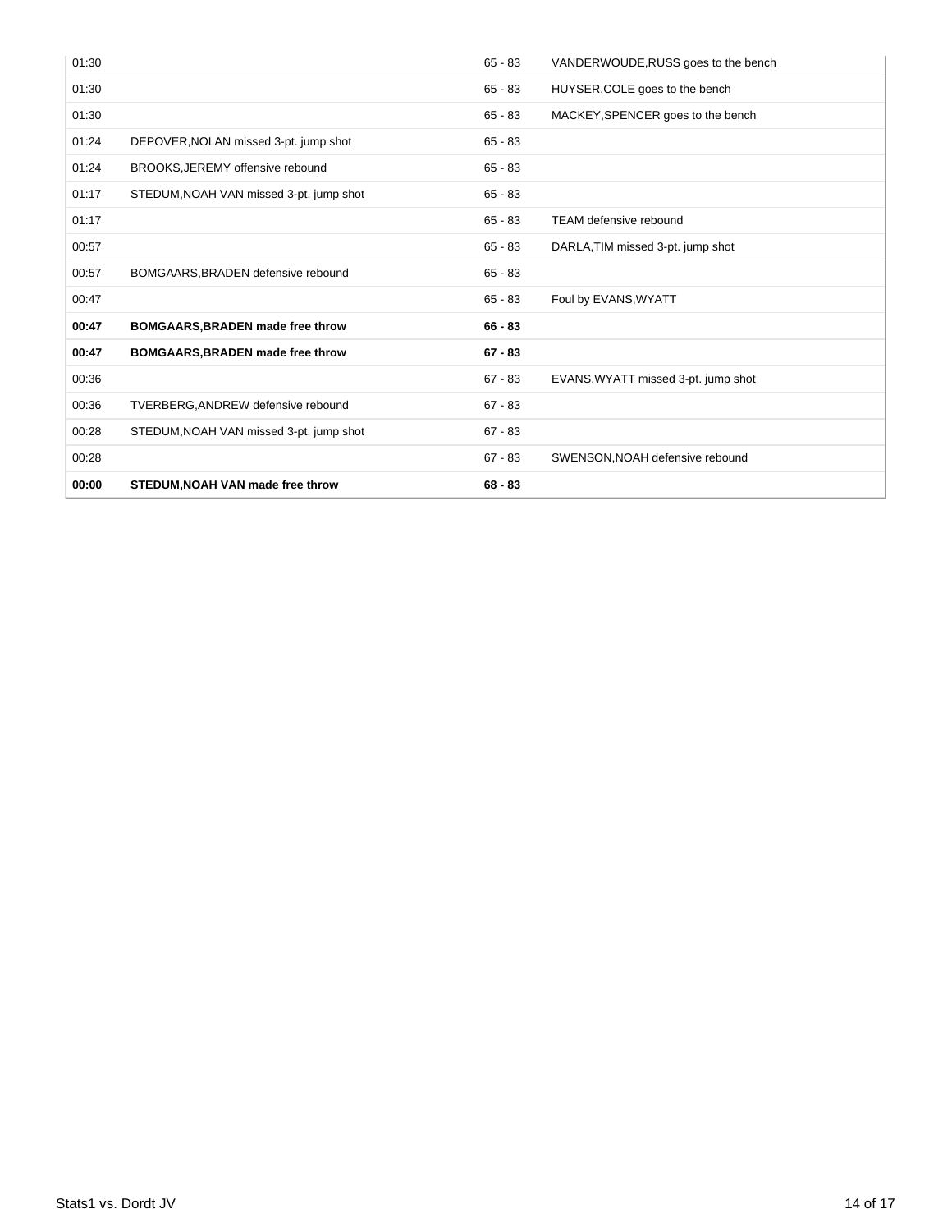| | | | |
|---|---|---|---|
| 01:30 | | 65 - 83 | VANDERWOUDE,RUSS goes to the bench |
| 01:30 | | 65 - 83 | HUYSER,COLE goes to the bench |
| 01:30 | | 65 - 83 | MACKEY,SPENCER goes to the bench |
| 01:24 | DEPOVER,NOLAN missed 3-pt. jump shot | 65 - 83 | |
| 01:24 | BROOKS,JEREMY offensive rebound | 65 - 83 | |
| 01:17 | STEDUM,NOAH VAN missed 3-pt. jump shot | 65 - 83 | |
| 01:17 | | 65 - 83 | TEAM defensive rebound |
| 00:57 | | 65 - 83 | DARLA,TIM missed 3-pt. jump shot |
| 00:57 | BOMGAARS,BRADEN defensive rebound | 65 - 83 | |
| 00:47 | | 65 - 83 | Foul by EVANS,WYATT |
| **00:47** | **BOMGAARS,BRADEN made free throw** | **66 - 83** | |
| **00:47** | **BOMGAARS,BRADEN made free throw** | **67 - 83** | |
| 00:36 | | 67 - 83 | EVANS,WYATT missed 3-pt. jump shot |
| 00:36 | TVERBERG,ANDREW defensive rebound | 67 - 83 | |
| 00:28 | STEDUM,NOAH VAN missed 3-pt. jump shot | 67 - 83 | |
| 00:28 | | 67 - 83 | SWENSON,NOAH defensive rebound |
| **00:00** | **STEDUM,NOAH VAN made free throw** | **68 - 83** | |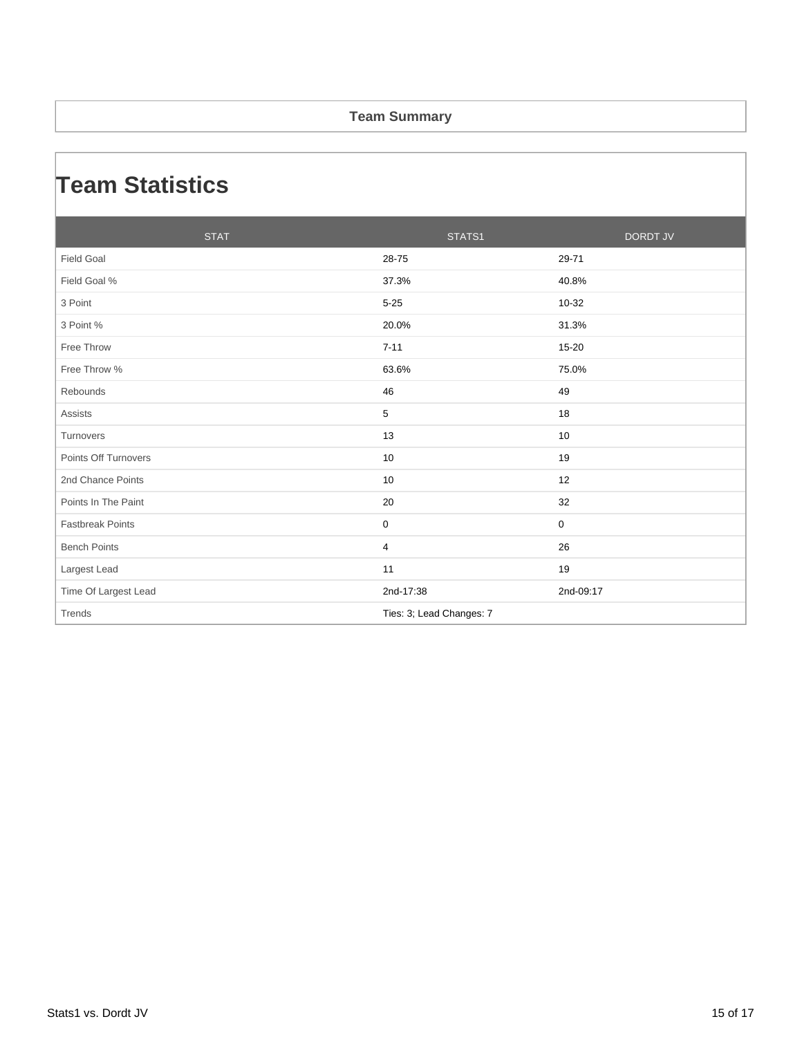**Team Summary**

# Team Statistics

| STAT | STATS1 | DORDT JV |
| --- | --- | --- |
| Field Goal | 28-75 | 29-71 |
| Field Goal % | 37.3% | 40.8% |
| 3 Point | 5-25 | 10-32 |
| 3 Point % | 20.0% | 31.3% |
| Free Throw | 7-11 | 15-20 |
| Free Throw % | 63.6% | 75.0% |
| Rebounds | 46 | 49 |
| Assists | 5 | 18 |
| Turnovers | 13 | 10 |
| Points Off Turnovers | 10 | 19 |
| 2nd Chance Points | 10 | 12 |
| Points In The Paint | 20 | 32 |
| Fastbreak Points | 0 | 0 |
| Bench Points | 4 | 26 |
| Largest Lead | 11 | 19 |
| Time Of Largest Lead | 2nd-17:38 | 2nd-09:17 |
| Trends | Ties: 3; Lead Changes: 7 | |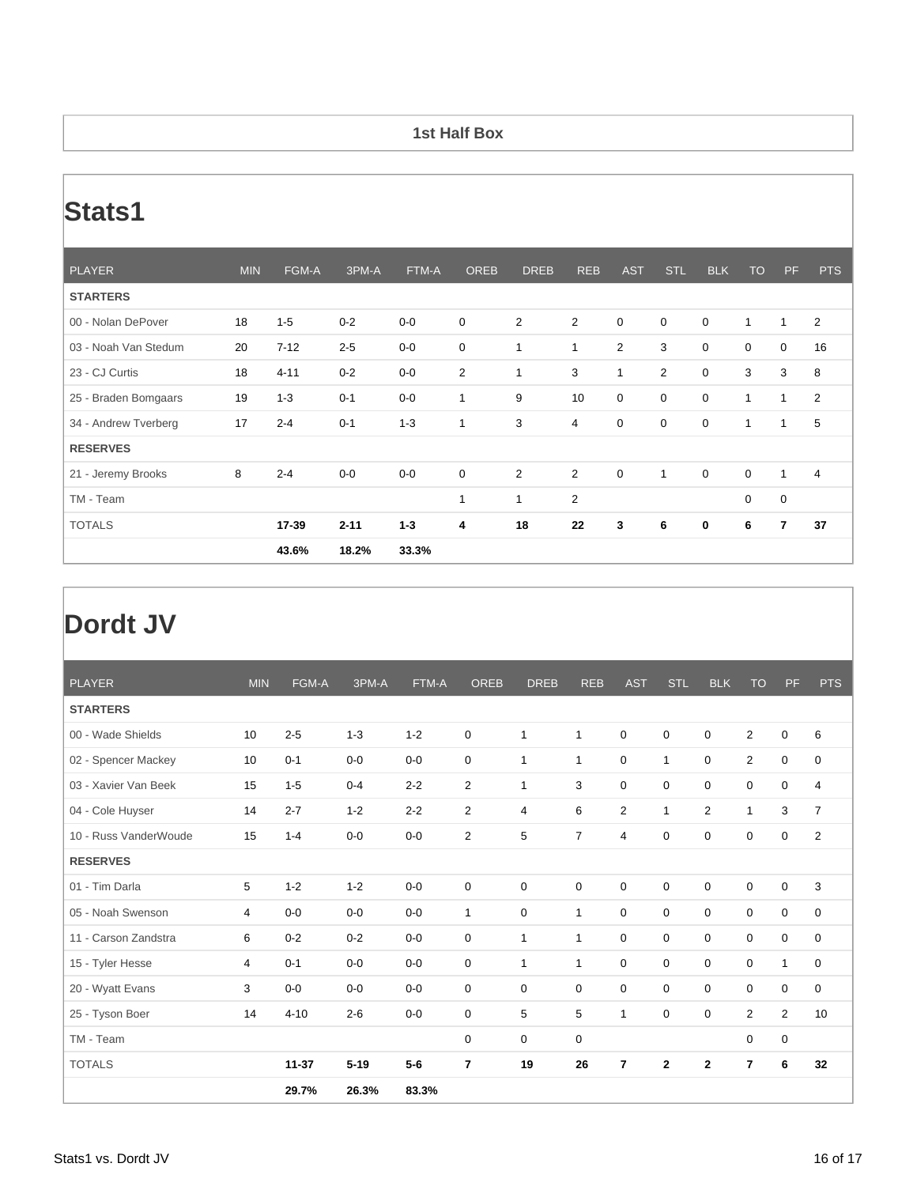## 1st Half Box

# Stats1

| PLAYER | MIN | FGM-A | 3PM-A | FTM-A | OREB | DREB | REB | AST | STL | BLK | TO | PF | PTS |
|---|---|---|---|---|---|---|---|---|---|---|---|---|---|
| **STARTERS** | | | | | | | | | | | | | |
| 00 - Nolan DePover | 18 | 1-5 | 0-2 | 0-0 | 0 | 2 | 2 | 0 | 0 | 0 | 1 | 1 | 2 |
| 03 - Noah Van Stedum | 20 | 7-12 | 2-5 | 0-0 | 0 | 1 | 1 | 2 | 3 | 0 | 0 | 0 | 16 |
| 23 - CJ Curtis | 18 | 4-11 | 0-2 | 0-0 | 2 | 1 | 3 | 1 | 2 | 0 | 3 | 3 | 8 |
| 25 - Braden Bomgaars | 19 | 1-3 | 0-1 | 0-0 | 1 | 9 | 10 | 0 | 0 | 0 | 1 | 1 | 2 |
| 34 - Andrew Tverberg | 17 | 2-4 | 0-1 | 1-3 | 1 | 3 | 4 | 0 | 0 | 0 | 1 | 1 | 5 |
| **RESERVES** | | | | | | | | | | | | | |
| 21 - Jeremy Brooks | 8 | 2-4 | 0-0 | 0-0 | 0 | 2 | 2 | 0 | 1 | 0 | 0 | 1 | 4 |
| TM - Team | | | | | 1 | 1 | 2 | | | | 0 | 0 | |
| TOTALS | | **17-39** | **2-11** | **1-3** | **4** | **18** | **22** | **3** | **6** | **0** | **6** | **7** | **37** |
| | | **43.6%** | **18.2%** | **33.3%** | | | | | | | | | |

# Dordt JV

| PLAYER | MIN | FGM-A | 3PM-A | FTM-A | OREB | DREB | REB | AST | STL | BLK | TO | PF | PTS |
|---|---|---|---|---|---|---|---|---|---|---|---|---|---|
| **STARTERS** | | | | | | | | | | | | | |
| 00 - Wade Shields | 10 | 2-5 | 1-3 | 1-2 | 0 | 1 | 1 | 0 | 0 | 0 | 2 | 0 | 6 |
| 02 - Spencer Mackey | 10 | 0-1 | 0-0 | 0-0 | 0 | 1 | 1 | 0 | 1 | 0 | 2 | 0 | 0 |
| 03 - Xavier Van Beek | 15 | 1-5 | 0-4 | 2-2 | 2 | 1 | 3 | 0 | 0 | 0 | 0 | 0 | 4 |
| 04 - Cole Huyser | 14 | 2-7 | 1-2 | 2-2 | 2 | 4 | 6 | 2 | 1 | 2 | 1 | 3 | 7 |
| 10 - Russ VanderWoude | 15 | 1-4 | 0-0 | 0-0 | 2 | 5 | 7 | 4 | 0 | 0 | 0 | 0 | 2 |
| **RESERVES** | | | | | | | | | | | | | |
| 01 - Tim Darla | 5 | 1-2 | 1-2 | 0-0 | 0 | 0 | 0 | 0 | 0 | 0 | 0 | 0 | 3 |
| 05 - Noah Swenson | 4 | 0-0 | 0-0 | 0-0 | 1 | 0 | 1 | 0 | 0 | 0 | 0 | 0 | 0 |
| 11 - Carson Zandstra | 6 | 0-2 | 0-2 | 0-0 | 0 | 1 | 1 | 0 | 0 | 0 | 0 | 0 | 0 |
| 15 - Tyler Hesse | 4 | 0-1 | 0-0 | 0-0 | 0 | 1 | 1 | 0 | 0 | 0 | 0 | 1 | 0 |
| 20 - Wyatt Evans | 3 | 0-0 | 0-0 | 0-0 | 0 | 0 | 0 | 0 | 0 | 0 | 0 | 0 | 0 |
| 25 - Tyson Boer | 14 | 4-10 | 2-6 | 0-0 | 0 | 5 | 5 | 1 | 0 | 0 | 2 | 2 | 10 |
| TM - Team | | | | | 0 | 0 | 0 | | | | 0 | 0 | |
| TOTALS | | **11-37** | **5-19** | **5-6** | **7** | **19** | **26** | **7** | **2** | **2** | **7** | **6** | **32** |
| | | **29.7%** | **26.3%** | **83.3%** | | | | | | | | | |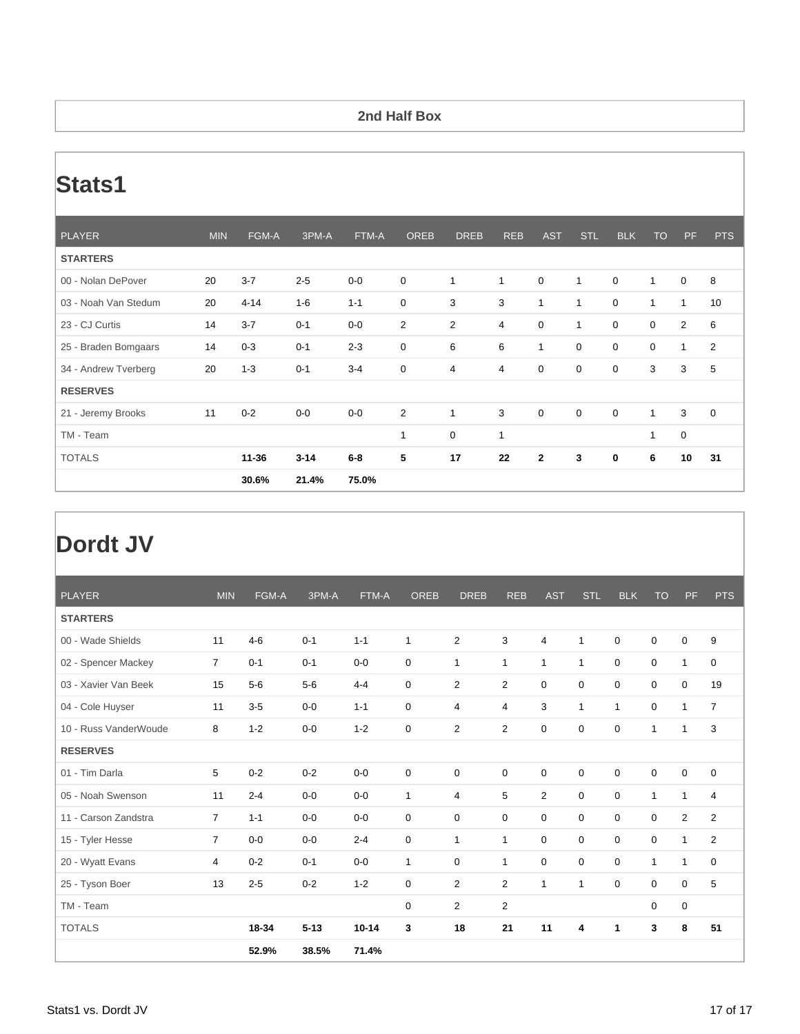2nd Half Box

# Stats1

| PLAYER | MIN | FGM-A | 3PM-A | FTM-A | OREB | DREB | REB | AST | STL | BLK | TO | PF | PTS |
|---|---|---|---|---|---|---|---|---|---|---|---|---|---|
| **STARTERS** | | | | | | | | | | | | | |
| 00 - Nolan DePover | 20 | 3-7 | 2-5 | 0-0 | 0 | 1 | 1 | 0 | 1 | 0 | 1 | 0 | 8 |
| 03 - Noah Van Stedum | 20 | 4-14 | 1-6 | 1-1 | 0 | 3 | 3 | 1 | 1 | 0 | 1 | 1 | 10 |
| 23 - CJ Curtis | 14 | 3-7 | 0-1 | 0-0 | 2 | 2 | 4 | 0 | 1 | 0 | 0 | 2 | 6 |
| 25 - Braden Bomgaars | 14 | 0-3 | 0-1 | 2-3 | 0 | 6 | 6 | 1 | 0 | 0 | 0 | 1 | 2 |
| 34 - Andrew Tverberg | 20 | 1-3 | 0-1 | 3-4 | 0 | 4 | 4 | 0 | 0 | 0 | 3 | 3 | 5 |
| **RESERVES** | | | | | | | | | | | | | |
| 21 - Jeremy Brooks | 11 | 0-2 | 0-0 | 0-0 | 2 | 1 | 3 | 0 | 0 | 0 | 1 | 3 | 0 |
| TM - Team | | | | | 1 | 0 | 1 | | | | 1 | 0 | |
| TOTALS | | **11-36** | **3-14** | **6-8** | **5** | **17** | **22** | **2** | **3** | **0** | **6** | **10** | **31** |
| | | **30.6%** | **21.4%** | **75.0%** | | | | | | | | | |

# Dordt JV

| PLAYER | MIN | FGM-A | 3PM-A | FTM-A | OREB | DREB | REB | AST | STL | BLK | TO | PF | PTS |
|---|---|---|---|---|---|---|---|---|---|---|---|---|---|
| **STARTERS** | | | | | | | | | | | | | |
| 00 - Wade Shields | 11 | 4-6 | 0-1 | 1-1 | 1 | 2 | 3 | 4 | 1 | 0 | 0 | 0 | 9 |
| 02 - Spencer Mackey | 7 | 0-1 | 0-1 | 0-0 | 0 | 1 | 1 | 1 | 1 | 0 | 0 | 1 | 0 |
| 03 - Xavier Van Beek | 15 | 5-6 | 5-6 | 4-4 | 0 | 2 | 2 | 0 | 0 | 0 | 0 | 0 | 19 |
| 04 - Cole Huyser | 11 | 3-5 | 0-0 | 1-1 | 0 | 4 | 4 | 3 | 1 | 1 | 0 | 1 | 7 |
| 10 - Russ VanderWoude | 8 | 1-2 | 0-0 | 1-2 | 0 | 2 | 2 | 0 | 0 | 0 | 1 | 1 | 3 |
| **RESERVES** | | | | | | | | | | | | | |
| 01 - Tim Darla | 5 | 0-2 | 0-2 | 0-0 | 0 | 0 | 0 | 0 | 0 | 0 | 0 | 0 | 0 |
| 05 - Noah Swenson | 11 | 2-4 | 0-0 | 0-0 | 1 | 4 | 5 | 2 | 0 | 0 | 1 | 1 | 4 |
| 11 - Carson Zandstra | 7 | 1-1 | 0-0 | 0-0 | 0 | 0 | 0 | 0 | 0 | 0 | 0 | 2 | 2 |
| 15 - Tyler Hesse | 7 | 0-0 | 0-0 | 2-4 | 0 | 1 | 1 | 0 | 0 | 0 | 0 | 1 | 2 |
| 20 - Wyatt Evans | 4 | 0-2 | 0-1 | 0-0 | 1 | 0 | 1 | 0 | 0 | 0 | 1 | 1 | 0 |
| 25 - Tyson Boer | 13 | 2-5 | 0-2 | 1-2 | 0 | 2 | 2 | 1 | 1 | 0 | 0 | 0 | 5 |
| TM - Team | | | | | 0 | 2 | 2 | | | | 0 | 0 | |
| TOTALS | | **18-34** | **5-13** | **10-14** | **3** | **18** | **21** | **11** | **4** | **1** | **3** | **8** | **51** |
| | | **52.9%** | **38.5%** | **71.4%** | | | | | | | | | |